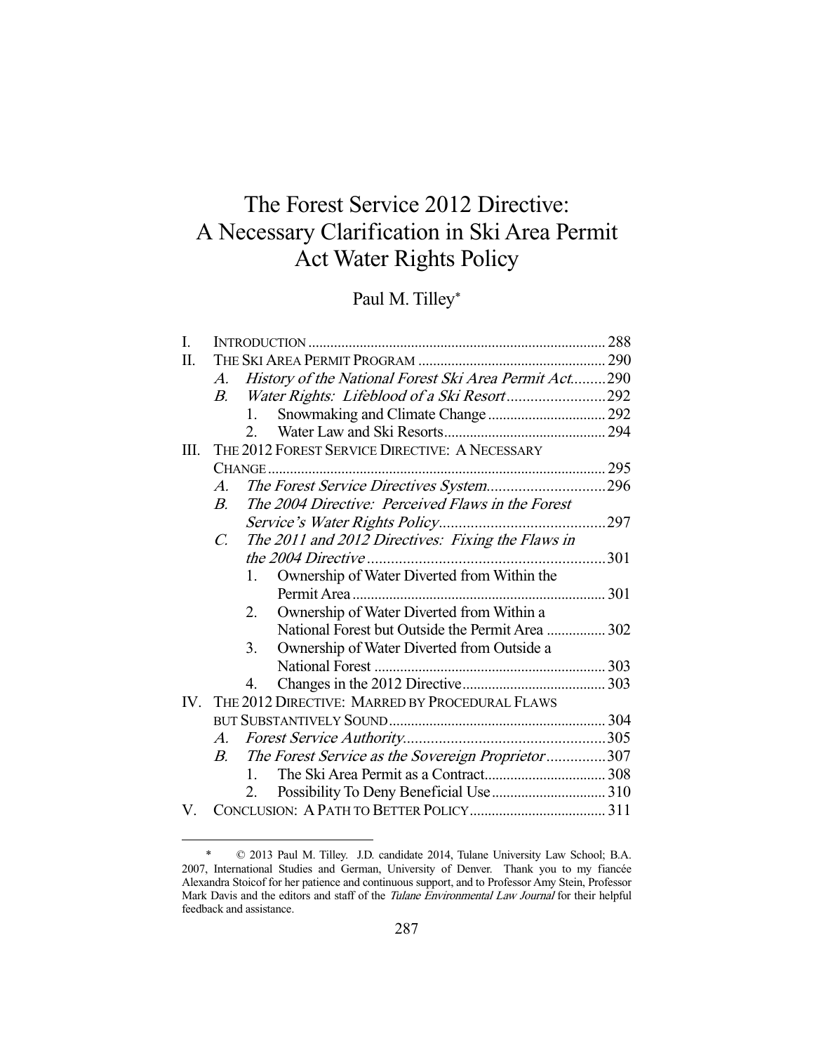# The Forest Service 2012 Directive: A Necessary Clarification in Ski Area Permit Act Water Rights Policy

Paul M. Tilley*

| | | | |
|---|---|---|---|
| I. | INTRODUCTION | | 288 |
| II. | THE SKI AREA PERMIT PROGRAM | | 290 |
| | A. | *History of the National Forest Ski Area Permit Act* | 290 |
| | B. | *Water Rights: Lifeblood of a Ski Resort* | 292 |
| | | 1. Snowmaking and Climate Change | 292 |
| | | 2. Water Law and Ski Resorts | 294 |
| III. | THE 2012 FOREST SERVICE DIRECTIVE: A NECESSARY CHANGE | | 295 |
| | A. | *The Forest Service Directives System* | 296 |
| | B. | *The 2004 Directive: Perceived Flaws in the Forest Service's Water Rights Policy* | 297 |
| | C. | *The 2011 and 2012 Directives: Fixing the Flaws in the 2004 Directive* | 301 |
| | | 1. Ownership of Water Diverted from Within the Permit Area | 301 |
| | | 2. Ownership of Water Diverted from Within a National Forest but Outside the Permit Area | 302 |
| | | 3. Ownership of Water Diverted from Outside a National Forest | 303 |
| | | 4. Changes in the 2012 Directive | 303 |
| IV. | THE 2012 DIRECTIVE: MARRED BY PROCEDURAL FLAWS BUT SUBSTANTIVELY SOUND | | 304 |
| | A. | *Forest Service Authority* | 305 |
| | B. | *The Forest Service as the Sovereign Proprietor* | 307 |
| | | 1. The Ski Area Permit as a Contract | 308 |
| | | 2. Possibility To Deny Beneficial Use | 310 |
| V. | CONCLUSION: A PATH TO BETTER POLICY | | 311 |

\* © 2013 Paul M. Tilley. J.D. candidate 2014, Tulane University Law School; B.A. 2007, International Studies and German, University of Denver. Thank you to my fiancée Alexandra Stoicof for her patience and continuous support, and to Professor Amy Stein, Professor Mark Davis and the editors and staff of the *Tulane Environmental Law Journal* for their helpful feedback and assistance.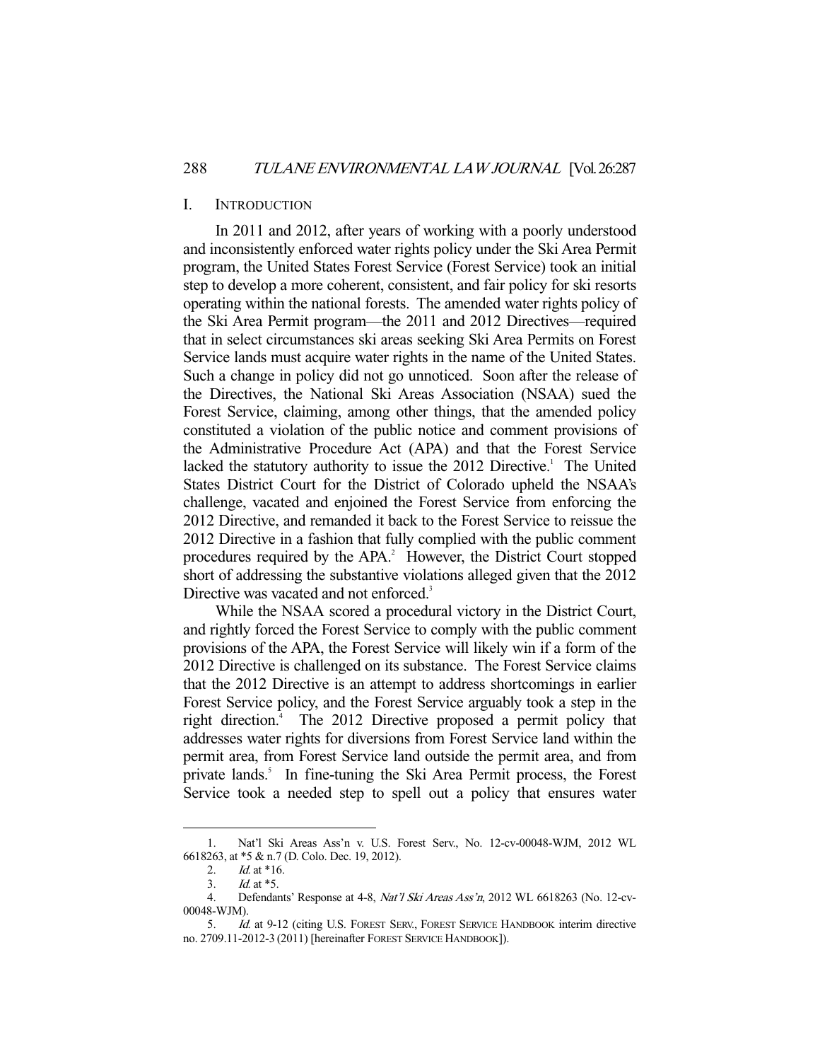## I. INTRODUCTION

In 2011 and 2012, after years of working with a poorly understood and inconsistently enforced water rights policy under the Ski Area Permit program, the United States Forest Service (Forest Service) took an initial step to develop a more coherent, consistent, and fair policy for ski resorts operating within the national forests. The amended water rights policy of the Ski Area Permit program—the 2011 and 2012 Directives—required that in select circumstances ski areas seeking Ski Area Permits on Forest Service lands must acquire water rights in the name of the United States. Such a change in policy did not go unnoticed. Soon after the release of the Directives, the National Ski Areas Association (NSAA) sued the Forest Service, claiming, among other things, that the amended policy constituted a violation of the public notice and comment provisions of the Administrative Procedure Act (APA) and that the Forest Service lacked the statutory authority to issue the 2012 Directive.[1] The United States District Court for the District of Colorado upheld the NSAA's challenge, vacated and enjoined the Forest Service from enforcing the 2012 Directive, and remanded it back to the Forest Service to reissue the 2012 Directive in a fashion that fully complied with the public comment procedures required by the APA.[2] However, the District Court stopped short of addressing the substantive violations alleged given that the 2012 Directive was vacated and not enforced.[3]

While the NSAA scored a procedural victory in the District Court, and rightly forced the Forest Service to comply with the public comment provisions of the APA, the Forest Service will likely win if a form of the 2012 Directive is challenged on its substance. The Forest Service claims that the 2012 Directive is an attempt to address shortcomings in earlier Forest Service policy, and the Forest Service arguably took a step in the right direction.[4] The 2012 Directive proposed a permit policy that addresses water rights for diversions from Forest Service land within the permit area, from Forest Service land outside the permit area, and from private lands.[5] In fine-tuning the Ski Area Permit process, the Forest Service took a needed step to spell out a policy that ensures water

---

1. Nat'l Ski Areas Ass'n v. U.S. Forest Serv., No. 12-cv-00048-WJM, 2012 WL 6618263, at *5 & n.7 (D. Colo. Dec. 19, 2012).

2. *Id.* at *16.

3. *Id.* at *5.

4. Defendants' Response at 4-8, *Nat'l Ski Areas Ass'n*, 2012 WL 6618263 (No. 12-cv-00048-WJM).

5. *Id.* at 9-12 (citing U.S. FOREST SERV., FOREST SERVICE HANDBOOK interim directive no. 2709.11-2012-3 (2011) [hereinafter FOREST SERVICE HANDBOOK]).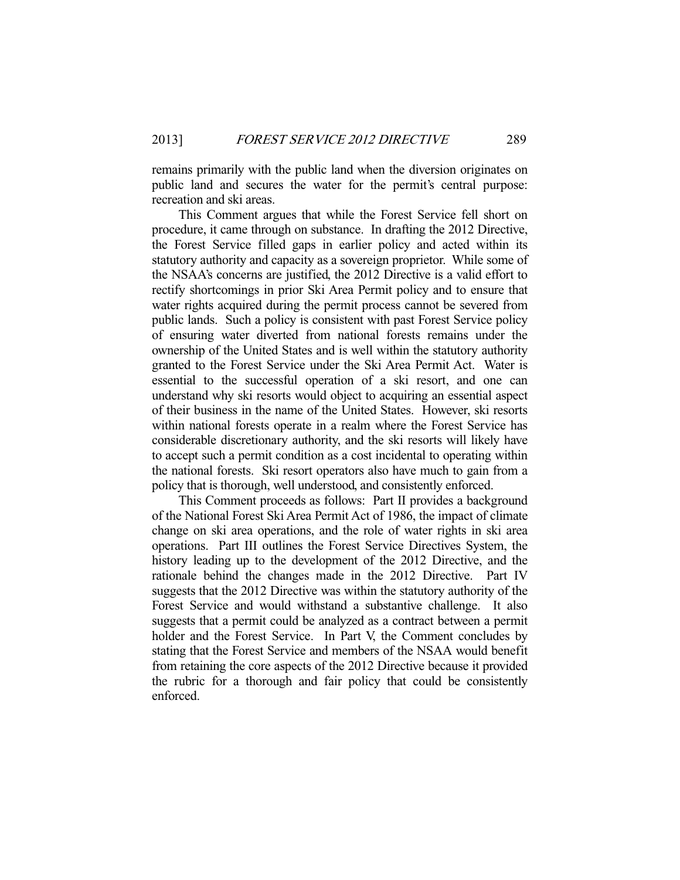remains primarily with the public land when the diversion originates on public land and secures the water for the permit's central purpose: recreation and ski areas.

This Comment argues that while the Forest Service fell short on procedure, it came through on substance. In drafting the 2012 Directive, the Forest Service filled gaps in earlier policy and acted within its statutory authority and capacity as a sovereign proprietor. While some of the NSAA's concerns are justified, the 2012 Directive is a valid effort to rectify shortcomings in prior Ski Area Permit policy and to ensure that water rights acquired during the permit process cannot be severed from public lands. Such a policy is consistent with past Forest Service policy of ensuring water diverted from national forests remains under the ownership of the United States and is well within the statutory authority granted to the Forest Service under the Ski Area Permit Act. Water is essential to the successful operation of a ski resort, and one can understand why ski resorts would object to acquiring an essential aspect of their business in the name of the United States. However, ski resorts within national forests operate in a realm where the Forest Service has considerable discretionary authority, and the ski resorts will likely have to accept such a permit condition as a cost incidental to operating within the national forests. Ski resort operators also have much to gain from a policy that is thorough, well understood, and consistently enforced.

This Comment proceeds as follows: Part II provides a background of the National Forest Ski Area Permit Act of 1986, the impact of climate change on ski area operations, and the role of water rights in ski area operations. Part III outlines the Forest Service Directives System, the history leading up to the development of the 2012 Directive, and the rationale behind the changes made in the 2012 Directive. Part IV suggests that the 2012 Directive was within the statutory authority of the Forest Service and would withstand a substantive challenge. It also suggests that a permit could be analyzed as a contract between a permit holder and the Forest Service. In Part V, the Comment concludes by stating that the Forest Service and members of the NSAA would benefit from retaining the core aspects of the 2012 Directive because it provided the rubric for a thorough and fair policy that could be consistently enforced.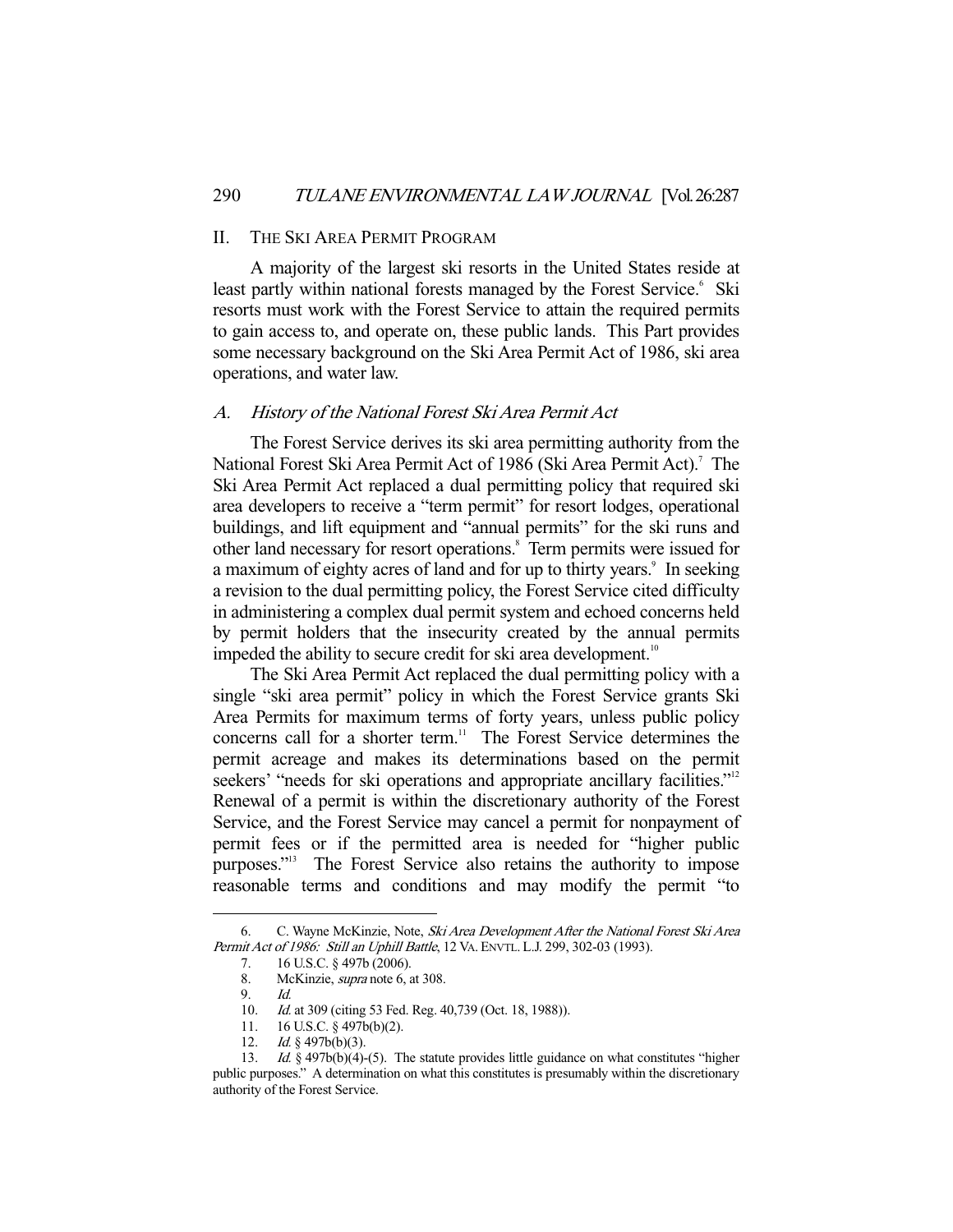## II. The Ski Area Permit Program

A majority of the largest ski resorts in the United States reside at least partly within national forests managed by the Forest Service.[6] Ski resorts must work with the Forest Service to attain the required permits to gain access to, and operate on, these public lands. This Part provides some necessary background on the Ski Area Permit Act of 1986, ski area operations, and water law.

### A. *History of the National Forest Ski Area Permit Act*

The Forest Service derives its ski area permitting authority from the National Forest Ski Area Permit Act of 1986 (Ski Area Permit Act).[7] The Ski Area Permit Act replaced a dual permitting policy that required ski area developers to receive a "term permit" for resort lodges, operational buildings, and lift equipment and "annual permits" for the ski runs and other land necessary for resort operations.[8] Term permits were issued for a maximum of eighty acres of land and for up to thirty years.[9] In seeking a revision to the dual permitting policy, the Forest Service cited difficulty in administering a complex dual permit system and echoed concerns held by permit holders that the insecurity created by the annual permits impeded the ability to secure credit for ski area development.[10]

The Ski Area Permit Act replaced the dual permitting policy with a single "ski area permit" policy in which the Forest Service grants Ski Area Permits for maximum terms of forty years, unless public policy concerns call for a shorter term.[11] The Forest Service determines the permit acreage and makes its determinations based on the permit seekers' "needs for ski operations and appropriate ancillary facilities."[12] Renewal of a permit is within the discretionary authority of the Forest Service, and the Forest Service may cancel a permit for nonpayment of permit fees or if the permitted area is needed for "higher public purposes."[13] The Forest Service also retains the authority to impose reasonable terms and conditions and may modify the permit "to

---

6. C. Wayne McKinzie, Note, *Ski Area Development After the National Forest Ski Area Permit Act of 1986: Still an Uphill Battle*, 12 VA. ENVTL. L.J. 299, 302-03 (1993).

7. 16 U.S.C. § 497b (2006).

8. McKinzie, *supra* note 6, at 308.

9. *Id.*

10. *Id.* at 309 (citing 53 Fed. Reg. 40,739 (Oct. 18, 1988)).

11. 16 U.S.C. § 497b(b)(2).

12. *Id.* § 497b(b)(3).

13. *Id.* § 497b(b)(4)-(5). The statute provides little guidance on what constitutes "higher public purposes." A determination on what this constitutes is presumably within the discretionary authority of the Forest Service.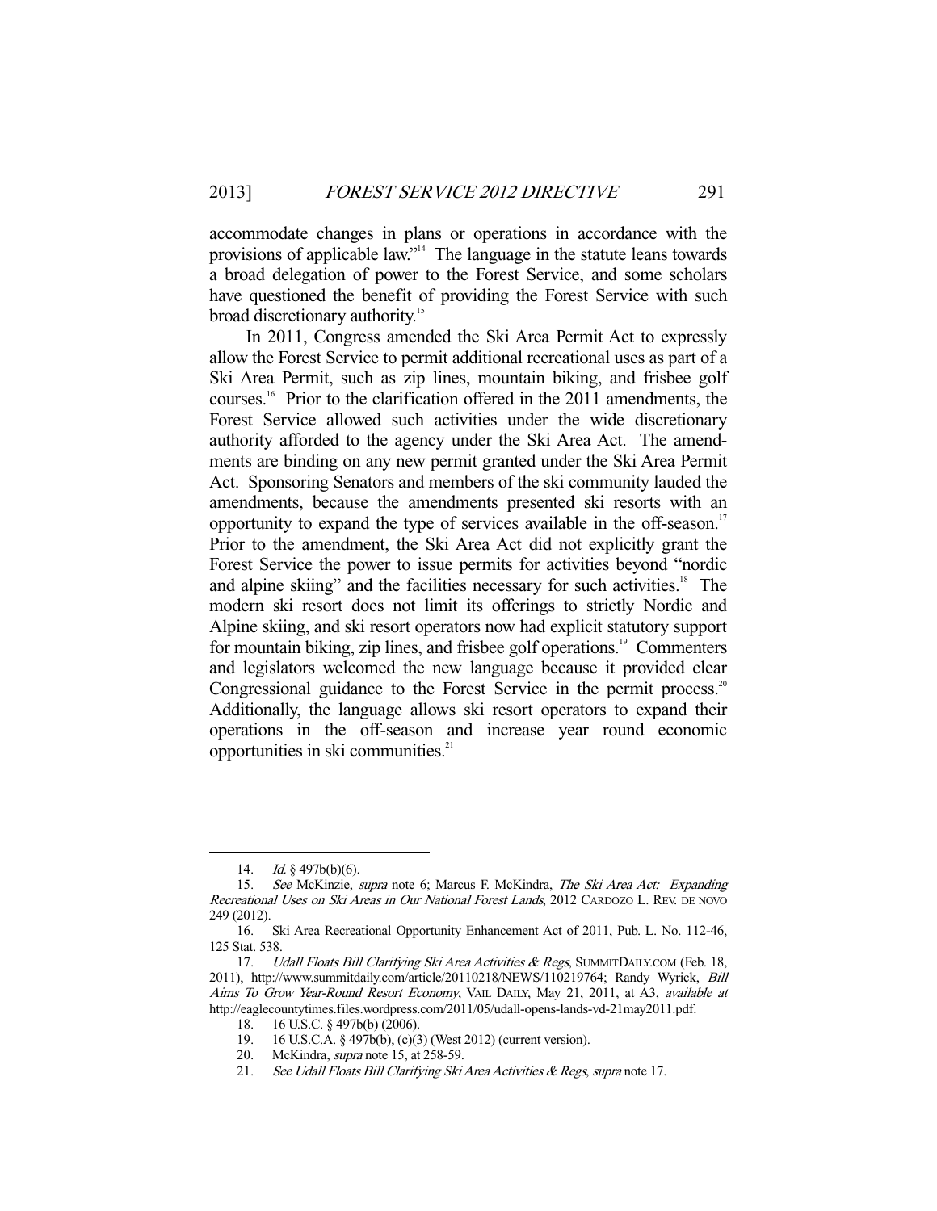accommodate changes in plans or operations in accordance with the provisions of applicable law."[14] The language in the statute leans towards a broad delegation of power to the Forest Service, and some scholars have questioned the benefit of providing the Forest Service with such broad discretionary authority.[15]

In 2011, Congress amended the Ski Area Permit Act to expressly allow the Forest Service to permit additional recreational uses as part of a Ski Area Permit, such as zip lines, mountain biking, and frisbee golf courses.[16] Prior to the clarification offered in the 2011 amendments, the Forest Service allowed such activities under the wide discretionary authority afforded to the agency under the Ski Area Act. The amendments are binding on any new permit granted under the Ski Area Permit Act. Sponsoring Senators and members of the ski community lauded the amendments, because the amendments presented ski resorts with an opportunity to expand the type of services available in the off-season.[17] Prior to the amendment, the Ski Area Act did not explicitly grant the Forest Service the power to issue permits for activities beyond "nordic and alpine skiing" and the facilities necessary for such activities.[18] The modern ski resort does not limit its offerings to strictly Nordic and Alpine skiing, and ski resort operators now had explicit statutory support for mountain biking, zip lines, and frisbee golf operations.[19] Commenters and legislators welcomed the new language because it provided clear Congressional guidance to the Forest Service in the permit process.[20] Additionally, the language allows ski resort operators to expand their operations in the off-season and increase year round economic opportunities in ski communities.[21]

---

14. *Id.* § 497b(b)(6).

15. *See* McKinzie, *supra* note 6; Marcus F. McKindra, *The Ski Area Act: Expanding Recreational Uses on Ski Areas in Our National Forest Lands*, 2012 CARDOZO L. REV. DE NOVO 249 (2012).

16. Ski Area Recreational Opportunity Enhancement Act of 2011, Pub. L. No. 112-46, 125 Stat. 538.

17. *Udall Floats Bill Clarifying Ski Area Activities & Regs*, SUMMITDAILY.COM (Feb. 18, 2011), http://www.summitdaily.com/article/20110218/NEWS/110219764; Randy Wyrick, *Bill Aims To Grow Year-Round Resort Economy*, VAIL DAILY, May 21, 2011, at A3, *available at* http://eaglecountytimes.files.wordpress.com/2011/05/udall-opens-lands-vd-21may2011.pdf.

18. 16 U.S.C. § 497b(b) (2006).

19. 16 U.S.C.A. § 497b(b), (c)(3) (West 2012) (current version).

20. McKindra, *supra* note 15, at 258-59.

21. *See Udall Floats Bill Clarifying Ski Area Activities & Regs*, *supra* note 17.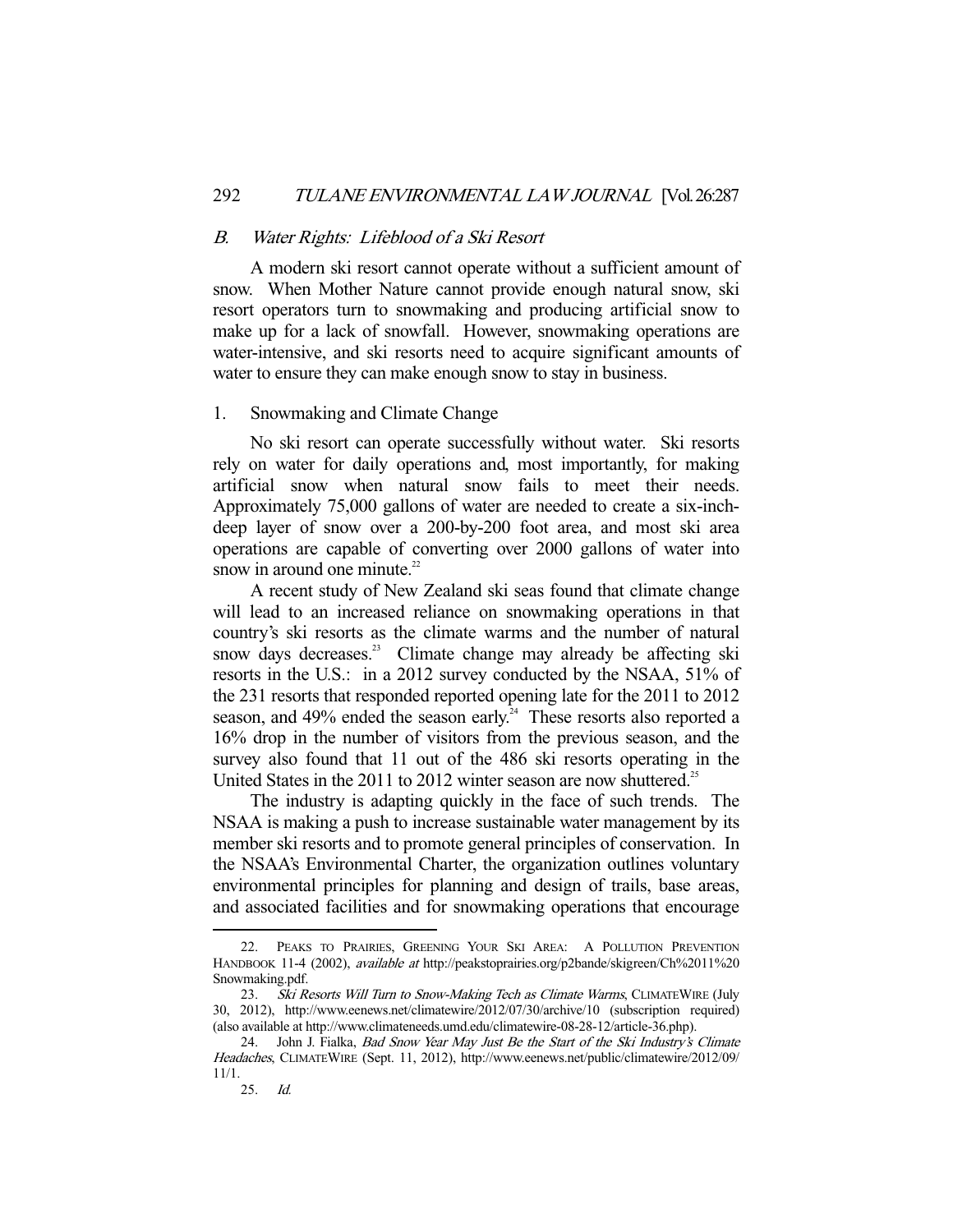### *B. Water Rights: Lifeblood of a Ski Resort*

A modern ski resort cannot operate without a sufficient amount of snow. When Mother Nature cannot provide enough natural snow, ski resort operators turn to snowmaking and producing artificial snow to make up for a lack of snowfall. However, snowmaking operations are water-intensive, and ski resorts need to acquire significant amounts of water to ensure they can make enough snow to stay in business.

#### 1. Snowmaking and Climate Change

No ski resort can operate successfully without water. Ski resorts rely on water for daily operations and, most importantly, for making artificial snow when natural snow fails to meet their needs. Approximately 75,000 gallons of water are needed to create a six-inch-deep layer of snow over a 200-by-200 foot area, and most ski area operations are capable of converting over 2000 gallons of water into snow in around one minute.[22]

A recent study of New Zealand ski seas found that climate change will lead to an increased reliance on snowmaking operations in that country's ski resorts as the climate warms and the number of natural snow days decreases.[23] Climate change may already be affecting ski resorts in the U.S.: in a 2012 survey conducted by the NSAA, 51% of the 231 resorts that responded reported opening late for the 2011 to 2012 season, and 49% ended the season early.[24] These resorts also reported a 16% drop in the number of visitors from the previous season, and the survey also found that 11 out of the 486 ski resorts operating in the United States in the 2011 to 2012 winter season are now shuttered.[25]

The industry is adapting quickly in the face of such trends. The NSAA is making a push to increase sustainable water management by its member ski resorts and to promote general principles of conservation. In the NSAA's Environmental Charter, the organization outlines voluntary environmental principles for planning and design of trails, base areas, and associated facilities and for snowmaking operations that encourage

---

22. PEAKS TO PRAIRIES, GREENING YOUR SKI AREA: A POLLUTION PREVENTION HANDBOOK 11-4 (2002), *available at* http://peakstoprairies.org/p2bande/skigreen/Ch%2011%20Snowmaking.pdf.

23. *Ski Resorts Will Turn to Snow-Making Tech as Climate Warms*, CLIMATEWIRE (July 30, 2012), http://www.eenews.net/climatewire/2012/07/30/archive/10 (subscription required) (also available at http://www.climateneeds.umd.edu/climatewire-08-28-12/article-36.php).

24. John J. Fialka, *Bad Snow Year May Just Be the Start of the Ski Industry's Climate Headaches*, CLIMATEWIRE (Sept. 11, 2012), http://www.eenews.net/public/climatewire/2012/09/11/1.

25. *Id.*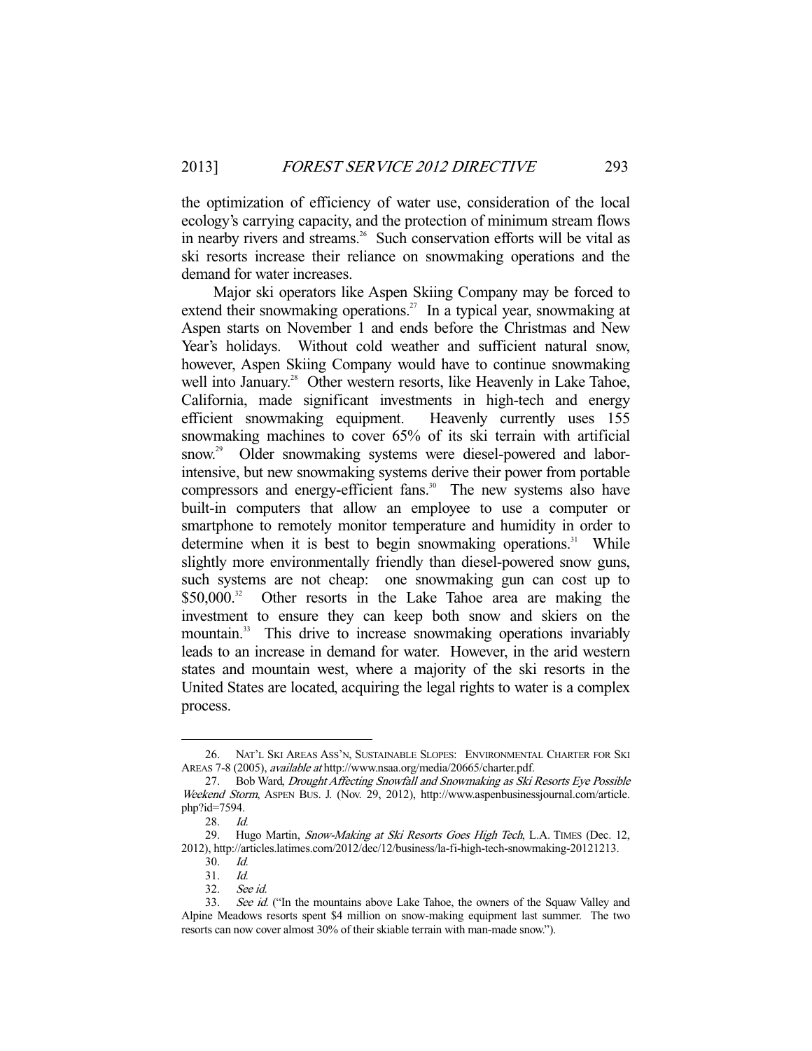the optimization of efficiency of water use, consideration of the local ecology's carrying capacity, and the protection of minimum stream flows in nearby rivers and streams.[26] Such conservation efforts will be vital as ski resorts increase their reliance on snowmaking operations and the demand for water increases.

Major ski operators like Aspen Skiing Company may be forced to extend their snowmaking operations.[27] In a typical year, snowmaking at Aspen starts on November 1 and ends before the Christmas and New Year's holidays. Without cold weather and sufficient natural snow, however, Aspen Skiing Company would have to continue snowmaking well into January.[28] Other western resorts, like Heavenly in Lake Tahoe, California, made significant investments in high-tech and energy efficient snowmaking equipment. Heavenly currently uses 155 snowmaking machines to cover 65% of its ski terrain with artificial snow.[29] Older snowmaking systems were diesel-powered and labor-intensive, but new snowmaking systems derive their power from portable compressors and energy-efficient fans.[30] The new systems also have built-in computers that allow an employee to use a computer or smartphone to remotely monitor temperature and humidity in order to determine when it is best to begin snowmaking operations.[31] While slightly more environmentally friendly than diesel-powered snow guns, such systems are not cheap: one snowmaking gun can cost up to $50,000.[32] Other resorts in the Lake Tahoe area are making the investment to ensure they can keep both snow and skiers on the mountain.[33] This drive to increase snowmaking operations invariably leads to an increase in demand for water. However, in the arid western states and mountain west, where a majority of the ski resorts in the United States are located, acquiring the legal rights to water is a complex process.

---

26. NAT'L SKI AREAS ASS'N, SUSTAINABLE SLOPES: ENVIRONMENTAL CHARTER FOR SKI AREAS 7-8 (2005), *available at* http://www.nsaa.org/media/20665/charter.pdf.

27. Bob Ward, *Drought Affecting Snowfall and Snowmaking as Ski Resorts Eye Possible Weekend Storm*, ASPEN BUS. J. (Nov. 29, 2012), http://www.aspenbusinessjournal.com/article.php?id=7594.

28. *Id.*

29. Hugo Martin, *Snow-Making at Ski Resorts Goes High Tech*, L.A. TIMES (Dec. 12, 2012), http://articles.latimes.com/2012/dec/12/business/la-fi-high-tech-snowmaking-20121213.

30. *Id.*

31. *Id.*

32. *See id.*

33. *See id.* ("In the mountains above Lake Tahoe, the owners of the Squaw Valley and Alpine Meadows resorts spent $4 million on snow-making equipment last summer. The two resorts can now cover almost 30% of their skiable terrain with man-made snow.").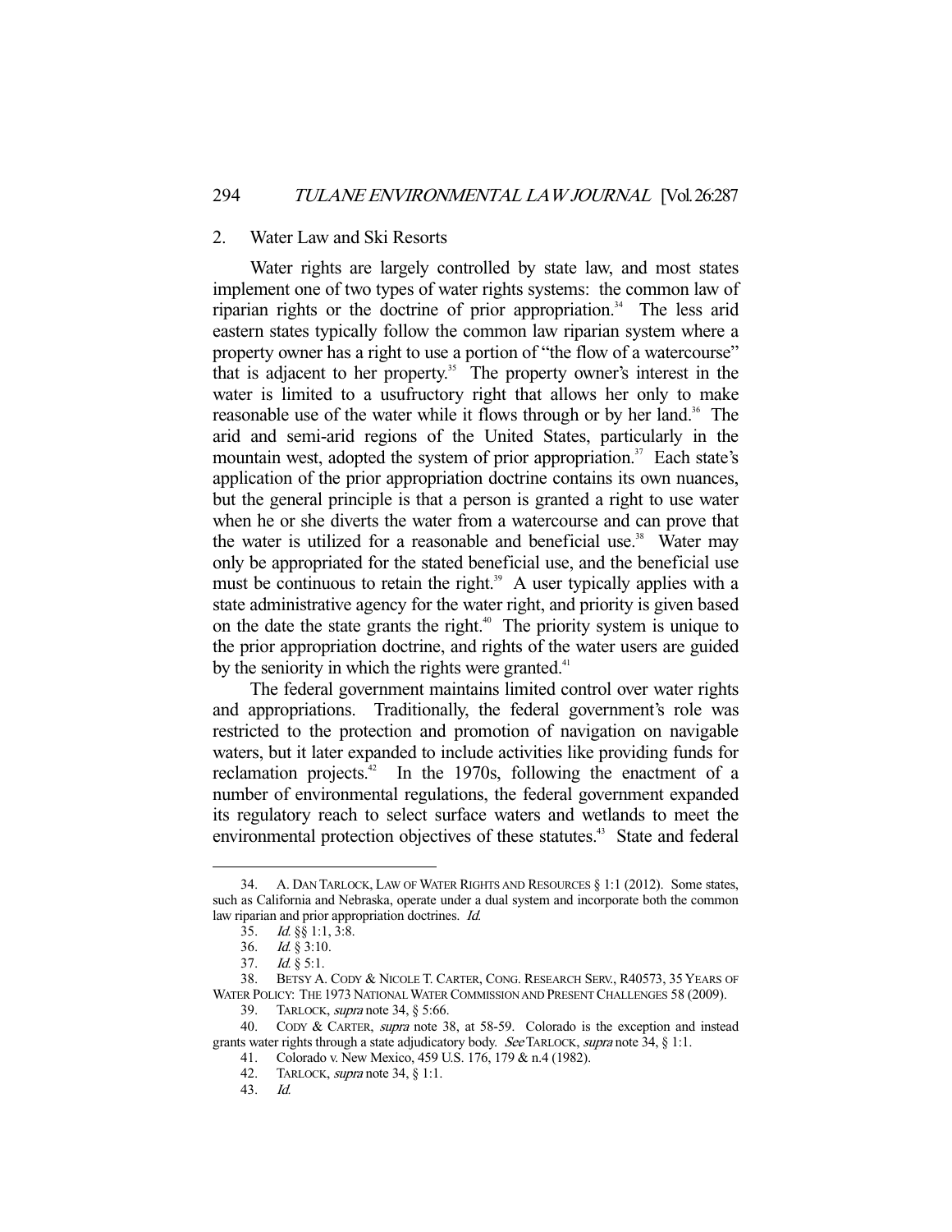### 2. Water Law and Ski Resorts

Water rights are largely controlled by state law, and most states implement one of two types of water rights systems: the common law of riparian rights or the doctrine of prior appropriation.[34] The less arid eastern states typically follow the common law riparian system where a property owner has a right to use a portion of "the flow of a watercourse" that is adjacent to her property.[35] The property owner's interest in the water is limited to a usufructory right that allows her only to make reasonable use of the water while it flows through or by her land.[36] The arid and semi-arid regions of the United States, particularly in the mountain west, adopted the system of prior appropriation.[37] Each state's application of the prior appropriation doctrine contains its own nuances, but the general principle is that a person is granted a right to use water when he or she diverts the water from a watercourse and can prove that the water is utilized for a reasonable and beneficial use.[38] Water may only be appropriated for the stated beneficial use, and the beneficial use must be continuous to retain the right.[39] A user typically applies with a state administrative agency for the water right, and priority is given based on the date the state grants the right.[40] The priority system is unique to the prior appropriation doctrine, and rights of the water users are guided by the seniority in which the rights were granted.[41]

The federal government maintains limited control over water rights and appropriations. Traditionally, the federal government's role was restricted to the protection and promotion of navigation on navigable waters, but it later expanded to include activities like providing funds for reclamation projects.[42] In the 1970s, following the enactment of a number of environmental regulations, the federal government expanded its regulatory reach to select surface waters and wetlands to meet the environmental protection objectives of these statutes.[43] State and federal

---

34. A. DAN TARLOCK, LAW OF WATER RIGHTS AND RESOURCES § 1:1 (2012). Some states, such as California and Nebraska, operate under a dual system and incorporate both the common law riparian and prior appropriation doctrines. *Id.*

35. *Id.* §§ 1:1, 3:8.

36. *Id.* § 3:10.

37. *Id.* § 5:1.

38. BETSY A. CODY & NICOLE T. CARTER, CONG. RESEARCH SERV., R40573, 35 YEARS OF WATER POLICY: THE 1973 NATIONAL WATER COMMISSION AND PRESENT CHALLENGES 58 (2009).

39. TARLOCK, *supra* note 34, § 5:66.

40. CODY & CARTER, *supra* note 38, at 58-59. Colorado is the exception and instead grants water rights through a state adjudicatory body. *See* TARLOCK, *supra* note 34, § 1:1.

41. Colorado v. New Mexico, 459 U.S. 176, 179 & n.4 (1982).

42. TARLOCK, *supra* note 34, § 1:1.

43. *Id.*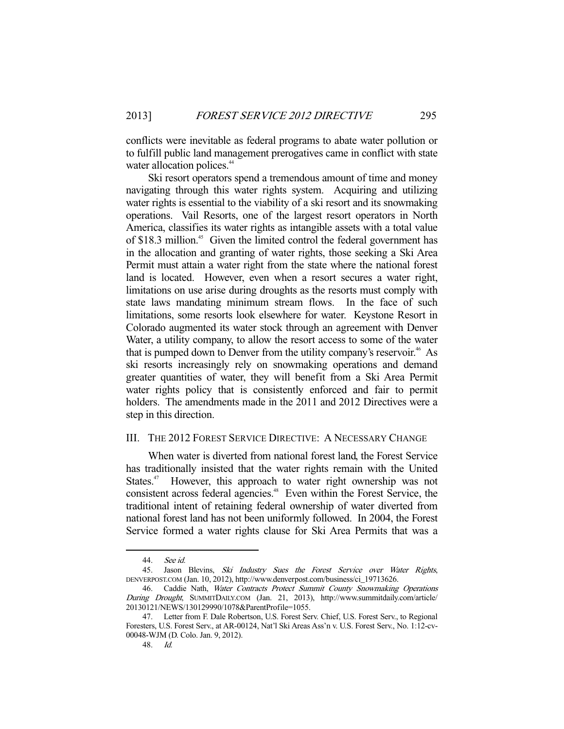conflicts were inevitable as federal programs to abate water pollution or to fulfill public land management prerogatives came in conflict with state water allocation polices.[44]

Ski resort operators spend a tremendous amount of time and money navigating through this water rights system. Acquiring and utilizing water rights is essential to the viability of a ski resort and its snowmaking operations. Vail Resorts, one of the largest resort operators in North America, classifies its water rights as intangible assets with a total value of $18.3 million.[45] Given the limited control the federal government has in the allocation and granting of water rights, those seeking a Ski Area Permit must attain a water right from the state where the national forest land is located. However, even when a resort secures a water right, limitations on use arise during droughts as the resorts must comply with state laws mandating minimum stream flows. In the face of such limitations, some resorts look elsewhere for water. Keystone Resort in Colorado augmented its water stock through an agreement with Denver Water, a utility company, to allow the resort access to some of the water that is pumped down to Denver from the utility company's reservoir.[46] As ski resorts increasingly rely on snowmaking operations and demand greater quantities of water, they will benefit from a Ski Area Permit water rights policy that is consistently enforced and fair to permit holders. The amendments made in the 2011 and 2012 Directives were a step in this direction.

## III. THE 2012 FOREST SERVICE DIRECTIVE: A NECESSARY CHANGE

When water is diverted from national forest land, the Forest Service has traditionally insisted that the water rights remain with the United States.[47] However, this approach to water right ownership was not consistent across federal agencies.[48] Even within the Forest Service, the traditional intent of retaining federal ownership of water diverted from national forest land has not been uniformly followed. In 2004, the Forest Service formed a water rights clause for Ski Area Permits that was a

---

44. *See id.*

45. Jason Blevins, *Ski Industry Sues the Forest Service over Water Rights*, DENVERPOST.COM (Jan. 10, 2012), http://www.denverpost.com/business/ci_19713626.

46. Caddie Nath, *Water Contracts Protect Summit County Snowmaking Operations During Drought*, SUMMITDAILY.COM (Jan. 21, 2013), http://www.summitdaily.com/article/20130121/NEWS/130129990/1078&ParentProfile=1055.

47. Letter from F. Dale Robertson, U.S. Forest Serv. Chief, U.S. Forest Serv., to Regional Foresters, U.S. Forest Serv., at AR-00124, Nat'l Ski Areas Ass'n v. U.S. Forest Serv., No. 1:12-cv-00048-WJM (D. Colo. Jan. 9, 2012).

48. *Id.*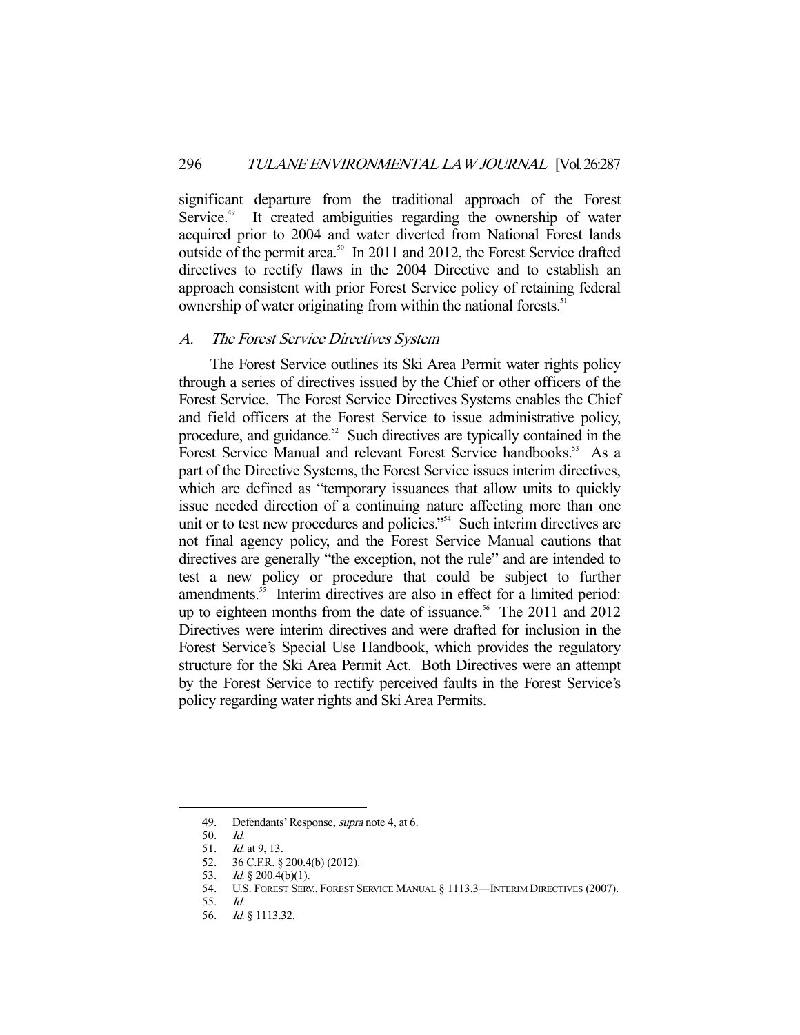significant departure from the traditional approach of the Forest Service.[49] It created ambiguities regarding the ownership of water acquired prior to 2004 and water diverted from National Forest lands outside of the permit area.[50] In 2011 and 2012, the Forest Service drafted directives to rectify flaws in the 2004 Directive and to establish an approach consistent with prior Forest Service policy of retaining federal ownership of water originating from within the national forests.[51]

### *A. The Forest Service Directives System*

The Forest Service outlines its Ski Area Permit water rights policy through a series of directives issued by the Chief or other officers of the Forest Service. The Forest Service Directives Systems enables the Chief and field officers at the Forest Service to issue administrative policy, procedure, and guidance.[52] Such directives are typically contained in the Forest Service Manual and relevant Forest Service handbooks.[53] As a part of the Directive Systems, the Forest Service issues interim directives, which are defined as "temporary issuances that allow units to quickly issue needed direction of a continuing nature affecting more than one unit or to test new procedures and policies."[54] Such interim directives are not final agency policy, and the Forest Service Manual cautions that directives are generally "the exception, not the rule" and are intended to test a new policy or procedure that could be subject to further amendments.[55] Interim directives are also in effect for a limited period: up to eighteen months from the date of issuance.[56] The 2011 and 2012 Directives were interim directives and were drafted for inclusion in the Forest Service's Special Use Handbook, which provides the regulatory structure for the Ski Area Permit Act. Both Directives were an attempt by the Forest Service to rectify perceived faults in the Forest Service's policy regarding water rights and Ski Area Permits.

---

49. Defendants' Response, *supra* note 4, at 6.
50. *Id.*
51. *Id.* at 9, 13.
52. 36 C.F.R. § 200.4(b) (2012).
53. *Id.* § 200.4(b)(1).
54. U.S. FOREST SERV., FOREST SERVICE MANUAL § 1113.3—INTERIM DIRECTIVES (2007).
55. *Id.*
56. *Id.* § 1113.32.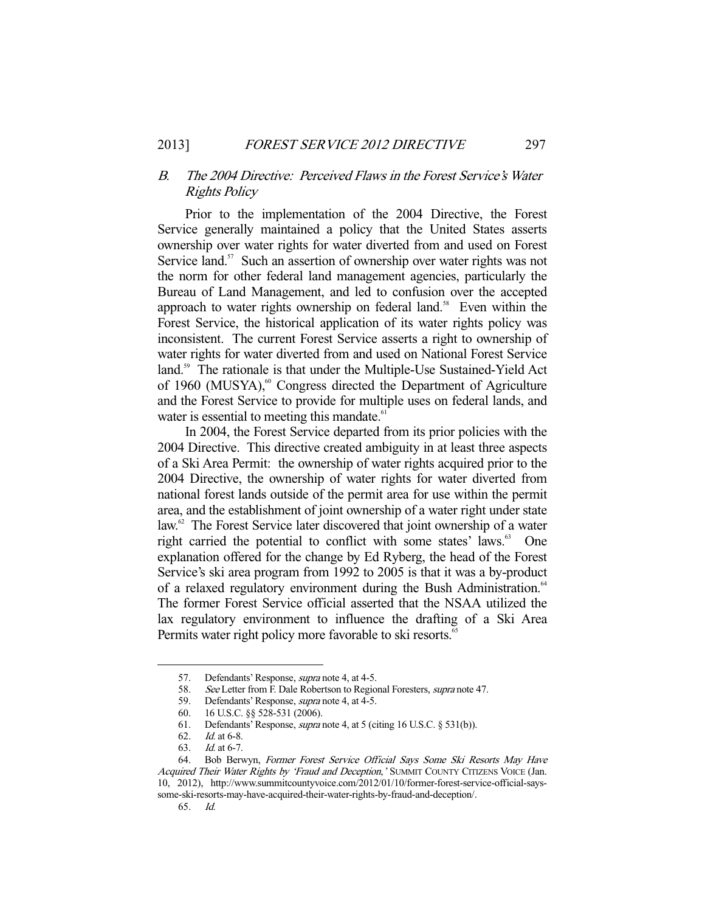### *B. The 2004 Directive: Perceived Flaws in the Forest Service's Water Rights Policy*

Prior to the implementation of the 2004 Directive, the Forest Service generally maintained a policy that the United States asserts ownership over water rights for water diverted from and used on Forest Service land.[57] Such an assertion of ownership over water rights was not the norm for other federal land management agencies, particularly the Bureau of Land Management, and led to confusion over the accepted approach to water rights ownership on federal land.[58] Even within the Forest Service, the historical application of its water rights policy was inconsistent. The current Forest Service asserts a right to ownership of water rights for water diverted from and used on National Forest Service land.[59] The rationale is that under the Multiple-Use Sustained-Yield Act of 1960 (MUSYA),[60] Congress directed the Department of Agriculture and the Forest Service to provide for multiple uses on federal lands, and water is essential to meeting this mandate.[61]

In 2004, the Forest Service departed from its prior policies with the 2004 Directive. This directive created ambiguity in at least three aspects of a Ski Area Permit: the ownership of water rights acquired prior to the 2004 Directive, the ownership of water rights for water diverted from national forest lands outside of the permit area for use within the permit area, and the establishment of joint ownership of a water right under state law.[62] The Forest Service later discovered that joint ownership of a water right carried the potential to conflict with some states' laws.[63] One explanation offered for the change by Ed Ryberg, the head of the Forest Service's ski area program from 1992 to 2005 is that it was a by-product of a relaxed regulatory environment during the Bush Administration.[64] The former Forest Service official asserted that the NSAA utilized the lax regulatory environment to influence the drafting of a Ski Area Permits water right policy more favorable to ski resorts.[65]

---

57. Defendants' Response, *supra* note 4, at 4-5.

58. *See* Letter from F. Dale Robertson to Regional Foresters, *supra* note 47.

59. Defendants' Response, *supra* note 4, at 4-5.

60. 16 U.S.C. §§ 528-531 (2006).

61. Defendants' Response, *supra* note 4, at 5 (citing 16 U.S.C. § 531(b)).

62. *Id.* at 6-8.

63. *Id.* at 6-7.

64. Bob Berwyn, *Former Forest Service Official Says Some Ski Resorts May Have Acquired Their Water Rights by 'Fraud and Deception,'* SUMMIT COUNTY CITIZENS VOICE (Jan. 10, 2012), http://www.summitcountyvoice.com/2012/01/10/former-forest-service-official-says-some-ski-resorts-may-have-acquired-their-water-rights-by-fraud-and-deception/.

65. *Id.*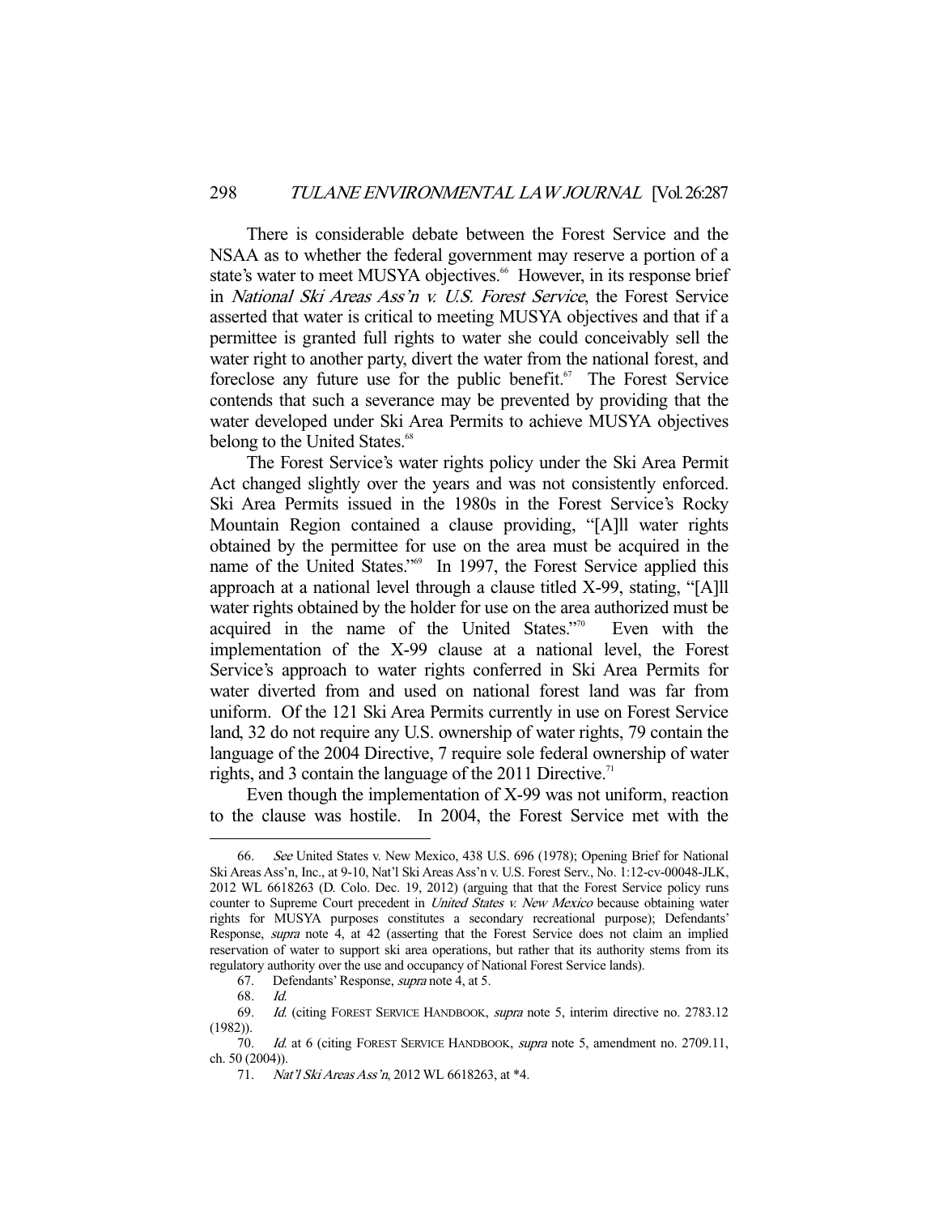There is considerable debate between the Forest Service and the NSAA as to whether the federal government may reserve a portion of a state's water to meet MUSYA objectives.[66] However, in its response brief in *National Ski Areas Ass'n v. U.S. Forest Service*, the Forest Service asserted that water is critical to meeting MUSYA objectives and that if a permittee is granted full rights to water she could conceivably sell the water right to another party, divert the water from the national forest, and foreclose any future use for the public benefit.[67] The Forest Service contends that such a severance may be prevented by providing that the water developed under Ski Area Permits to achieve MUSYA objectives belong to the United States.[68]

The Forest Service's water rights policy under the Ski Area Permit Act changed slightly over the years and was not consistently enforced. Ski Area Permits issued in the 1980s in the Forest Service's Rocky Mountain Region contained a clause providing, "[A]ll water rights obtained by the permittee for use on the area must be acquired in the name of the United States."[69] In 1997, the Forest Service applied this approach at a national level through a clause titled X-99, stating, "[A]ll water rights obtained by the holder for use on the area authorized must be acquired in the name of the United States."[70] Even with the implementation of the X-99 clause at a national level, the Forest Service's approach to water rights conferred in Ski Area Permits for water diverted from and used on national forest land was far from uniform. Of the 121 Ski Area Permits currently in use on Forest Service land, 32 do not require any U.S. ownership of water rights, 79 contain the language of the 2004 Directive, 7 require sole federal ownership of water rights, and 3 contain the language of the 2011 Directive.[71]

Even though the implementation of X-99 was not uniform, reaction to the clause was hostile. In 2004, the Forest Service met with the

---

66. *See* United States v. New Mexico, 438 U.S. 696 (1978); Opening Brief for National Ski Areas Ass'n, Inc., at 9-10, Nat'l Ski Areas Ass'n v. U.S. Forest Serv., No. 1:12-cv-00048-JLK, 2012 WL 6618263 (D. Colo. Dec. 19, 2012) (arguing that that the Forest Service policy runs counter to Supreme Court precedent in *United States v. New Mexico* because obtaining water rights for MUSYA purposes constitutes a secondary recreational purpose); Defendants' Response, *supra* note 4, at 42 (asserting that the Forest Service does not claim an implied reservation of water to support ski area operations, but rather that its authority stems from its regulatory authority over the use and occupancy of National Forest Service lands).

67. Defendants' Response, *supra* note 4, at 5.

68. *Id.*

69. *Id.* (citing FOREST SERVICE HANDBOOK, *supra* note 5, interim directive no. 2783.12 (1982)).

70. *Id.* at 6 (citing FOREST SERVICE HANDBOOK, *supra* note 5, amendment no. 2709.11, ch. 50 (2004)).

71. *Nat'l Ski Areas Ass'n*, 2012 WL 6618263, at \*4.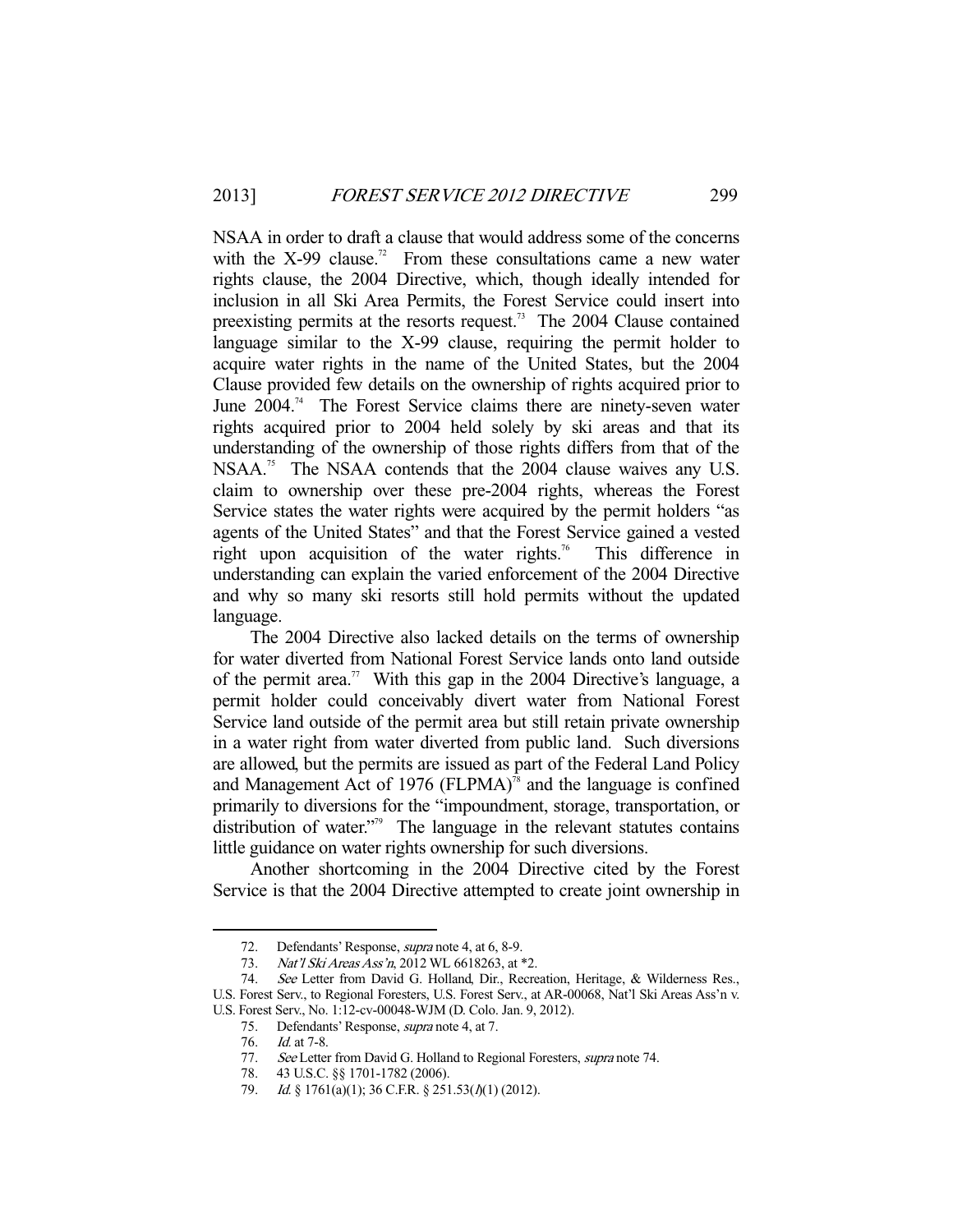NSAA in order to draft a clause that would address some of the concerns with the X-99 clause.[72] From these consultations came a new water rights clause, the 2004 Directive, which, though ideally intended for inclusion in all Ski Area Permits, the Forest Service could insert into preexisting permits at the resorts request.[73] The 2004 Clause contained language similar to the X-99 clause, requiring the permit holder to acquire water rights in the name of the United States, but the 2004 Clause provided few details on the ownership of rights acquired prior to June 2004.[74] The Forest Service claims there are ninety-seven water rights acquired prior to 2004 held solely by ski areas and that its understanding of the ownership of those rights differs from that of the NSAA.[75] The NSAA contends that the 2004 clause waives any U.S. claim to ownership over these pre-2004 rights, whereas the Forest Service states the water rights were acquired by the permit holders "as agents of the United States" and that the Forest Service gained a vested right upon acquisition of the water rights.[76] This difference in understanding can explain the varied enforcement of the 2004 Directive and why so many ski resorts still hold permits without the updated language.

The 2004 Directive also lacked details on the terms of ownership for water diverted from National Forest Service lands onto land outside of the permit area.[77] With this gap in the 2004 Directive's language, a permit holder could conceivably divert water from National Forest Service land outside of the permit area but still retain private ownership in a water right from water diverted from public land. Such diversions are allowed, but the permits are issued as part of the Federal Land Policy and Management Act of 1976 (FLPMA)[78] and the language is confined primarily to diversions for the "impoundment, storage, transportation, or distribution of water."[79] The language in the relevant statutes contains little guidance on water rights ownership for such diversions.

Another shortcoming in the 2004 Directive cited by the Forest Service is that the 2004 Directive attempted to create joint ownership in

---

72. Defendants' Response, *supra* note 4, at 6, 8-9.

73. *Nat'l Ski Areas Ass'n*, 2012 WL 6618263, at *2.

74. *See* Letter from David G. Holland, Dir., Recreation, Heritage, & Wilderness Res., U.S. Forest Serv., to Regional Foresters, U.S. Forest Serv., at AR-00068, Nat'l Ski Areas Ass'n v. U.S. Forest Serv., No. 1:12-cv-00048-WJM (D. Colo. Jan. 9, 2012).

75. Defendants' Response, *supra* note 4, at 7.

76. *Id.* at 7-8.

77. *See* Letter from David G. Holland to Regional Foresters, *supra* note 74.

78. 43 U.S.C. §§ 1701-1782 (2006).

79. *Id.* § 1761(a)(1); 36 C.F.R. § 251.53(*l*)(1) (2012).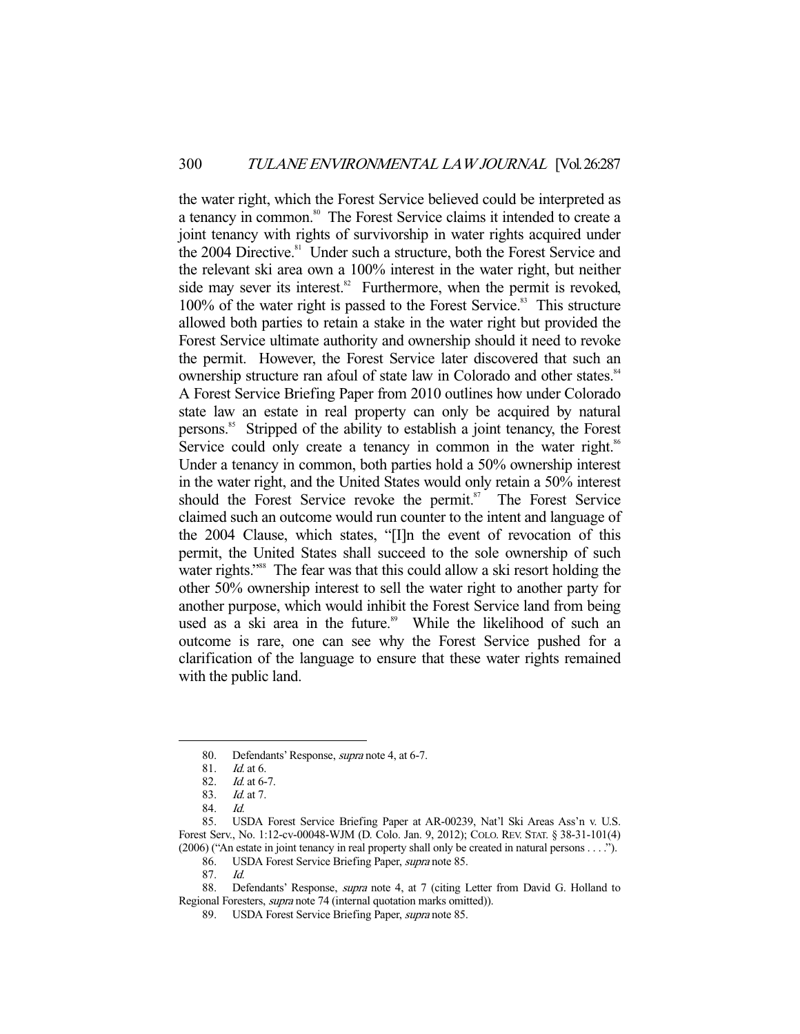the water right, which the Forest Service believed could be interpreted as a tenancy in common.[80] The Forest Service claims it intended to create a joint tenancy with rights of survivorship in water rights acquired under the 2004 Directive.[81] Under such a structure, both the Forest Service and the relevant ski area own a 100% interest in the water right, but neither side may sever its interest.[82] Furthermore, when the permit is revoked, 100% of the water right is passed to the Forest Service.[83] This structure allowed both parties to retain a stake in the water right but provided the Forest Service ultimate authority and ownership should it need to revoke the permit. However, the Forest Service later discovered that such an ownership structure ran afoul of state law in Colorado and other states.[84] A Forest Service Briefing Paper from 2010 outlines how under Colorado state law an estate in real property can only be acquired by natural persons.[85] Stripped of the ability to establish a joint tenancy, the Forest Service could only create a tenancy in common in the water right.[86] Under a tenancy in common, both parties hold a 50% ownership interest in the water right, and the United States would only retain a 50% interest should the Forest Service revoke the permit.[87] The Forest Service claimed such an outcome would run counter to the intent and language of the 2004 Clause, which states, "[I]n the event of revocation of this permit, the United States shall succeed to the sole ownership of such water rights."[88] The fear was that this could allow a ski resort holding the other 50% ownership interest to sell the water right to another party for another purpose, which would inhibit the Forest Service land from being used as a ski area in the future.[89] While the likelihood of such an outcome is rare, one can see why the Forest Service pushed for a clarification of the language to ensure that these water rights remained with the public land.

---

80. Defendants' Response, *supra* note 4, at 6-7.

81. *Id.* at 6.

82. *Id.* at 6-7.

83. *Id.* at 7.

84. *Id.*

85. USDA Forest Service Briefing Paper at AR-00239, Nat'l Ski Areas Ass'n v. U.S. Forest Serv., No. 1:12-cv-00048-WJM (D. Colo. Jan. 9, 2012); COLO. REV. STAT. § 38-31-101(4) (2006) ("An estate in joint tenancy in real property shall only be created in natural persons . . . .").

86. USDA Forest Service Briefing Paper, *supra* note 85.

87. *Id.*

88. Defendants' Response, *supra* note 4, at 7 (citing Letter from David G. Holland to Regional Foresters, *supra* note 74 (internal quotation marks omitted)).

89. USDA Forest Service Briefing Paper, *supra* note 85.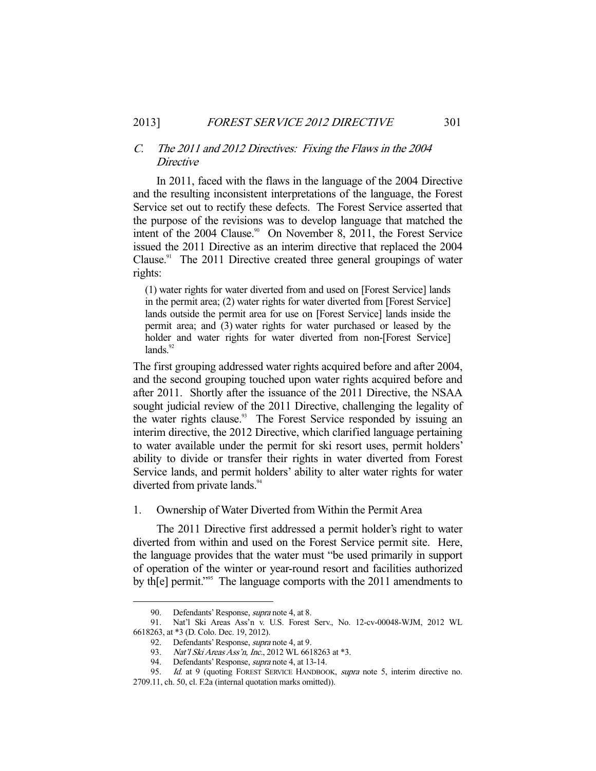### C. *The 2011 and 2012 Directives: Fixing the Flaws in the 2004 Directive*

In 2011, faced with the flaws in the language of the 2004 Directive and the resulting inconsistent interpretations of the language, the Forest Service set out to rectify these defects. The Forest Service asserted that the purpose of the revisions was to develop language that matched the intent of the 2004 Clause.[90] On November 8, 2011, the Forest Service issued the 2011 Directive as an interim directive that replaced the 2004 Clause.[91] The 2011 Directive created three general groupings of water rights:

> (1) water rights for water diverted from and used on [Forest Service] lands in the permit area; (2) water rights for water diverted from [Forest Service] lands outside the permit area for use on [Forest Service] lands inside the permit area; and (3) water rights for water purchased or leased by the holder and water rights for water diverted from non-[Forest Service] lands.[92]

The first grouping addressed water rights acquired before and after 2004, and the second grouping touched upon water rights acquired before and after 2011. Shortly after the issuance of the 2011 Directive, the NSAA sought judicial review of the 2011 Directive, challenging the legality of the water rights clause.[93] The Forest Service responded by issuing an interim directive, the 2012 Directive, which clarified language pertaining to water available under the permit for ski resort uses, permit holders' ability to divide or transfer their rights in water diverted from Forest Service lands, and permit holders' ability to alter water rights for water diverted from private lands.[94]

#### 1. Ownership of Water Diverted from Within the Permit Area

The 2011 Directive first addressed a permit holder's right to water diverted from within and used on the Forest Service permit site. Here, the language provides that the water must "be used primarily in support of operation of the winter or year-round resort and facilities authorized by th[e] permit."[95] The language comports with the 2011 amendments to

---

90. Defendants' Response, *supra* note 4, at 8.

91. Nat'l Ski Areas Ass'n v. U.S. Forest Serv., No. 12-cv-00048-WJM, 2012 WL 6618263, at *3 (D. Colo. Dec. 19, 2012).

92. Defendants' Response, *supra* note 4, at 9.

93. *Nat'l Ski Areas Ass'n, Inc.*, 2012 WL 6618263 at *3.

94. Defendants' Response, *supra* note 4, at 13-14.

95. *Id.* at 9 (quoting FOREST SERVICE HANDBOOK, *supra* note 5, interim directive no. 2709.11, ch. 50, cl. F.2a (internal quotation marks omitted)).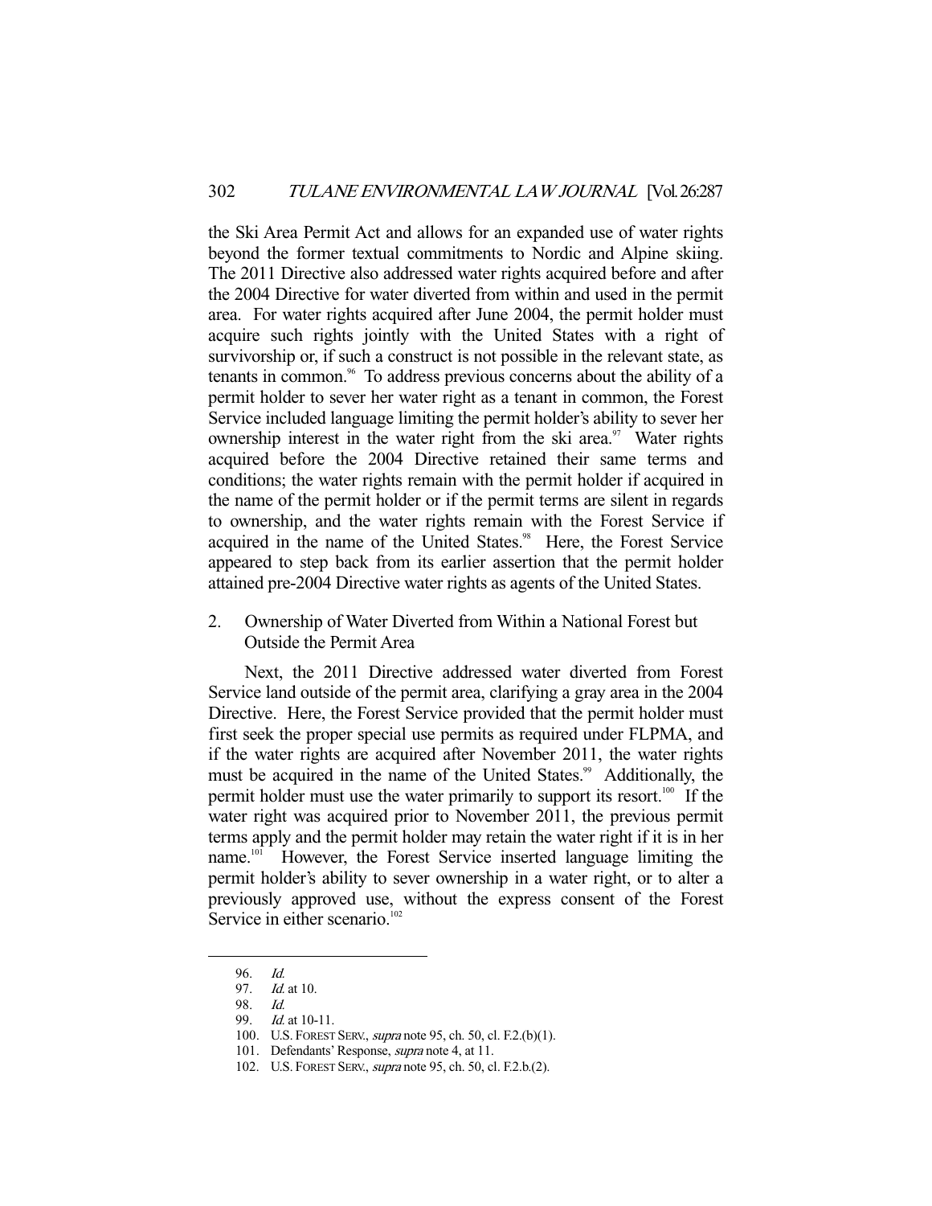the Ski Area Permit Act and allows for an expanded use of water rights beyond the former textual commitments to Nordic and Alpine skiing. The 2011 Directive also addressed water rights acquired before and after the 2004 Directive for water diverted from within and used in the permit area. For water rights acquired after June 2004, the permit holder must acquire such rights jointly with the United States with a right of survivorship or, if such a construct is not possible in the relevant state, as tenants in common.[96] To address previous concerns about the ability of a permit holder to sever her water right as a tenant in common, the Forest Service included language limiting the permit holder's ability to sever her ownership interest in the water right from the ski area.[97] Water rights acquired before the 2004 Directive retained their same terms and conditions; the water rights remain with the permit holder if acquired in the name of the permit holder or if the permit terms are silent in regards to ownership, and the water rights remain with the Forest Service if acquired in the name of the United States.[98] Here, the Forest Service appeared to step back from its earlier assertion that the permit holder attained pre-2004 Directive water rights as agents of the United States.

### 2. Ownership of Water Diverted from Within a National Forest but Outside the Permit Area

Next, the 2011 Directive addressed water diverted from Forest Service land outside of the permit area, clarifying a gray area in the 2004 Directive. Here, the Forest Service provided that the permit holder must first seek the proper special use permits as required under FLPMA, and if the water rights are acquired after November 2011, the water rights must be acquired in the name of the United States.[99] Additionally, the permit holder must use the water primarily to support its resort.[100] If the water right was acquired prior to November 2011, the previous permit terms apply and the permit holder may retain the water right if it is in her name.[101] However, the Forest Service inserted language limiting the permit holder's ability to sever ownership in a water right, or to alter a previously approved use, without the express consent of the Forest Service in either scenario.[102]

---

96. *Id.*
97. *Id.* at 10.
98. *Id.*
99. *Id.* at 10-11.
100. U.S. FOREST SERV., *supra* note 95, ch. 50, cl. F.2.(b)(1).
101. Defendants' Response, *supra* note 4, at 11.
102. U.S. FOREST SERV., *supra* note 95, ch. 50, cl. F.2.b.(2).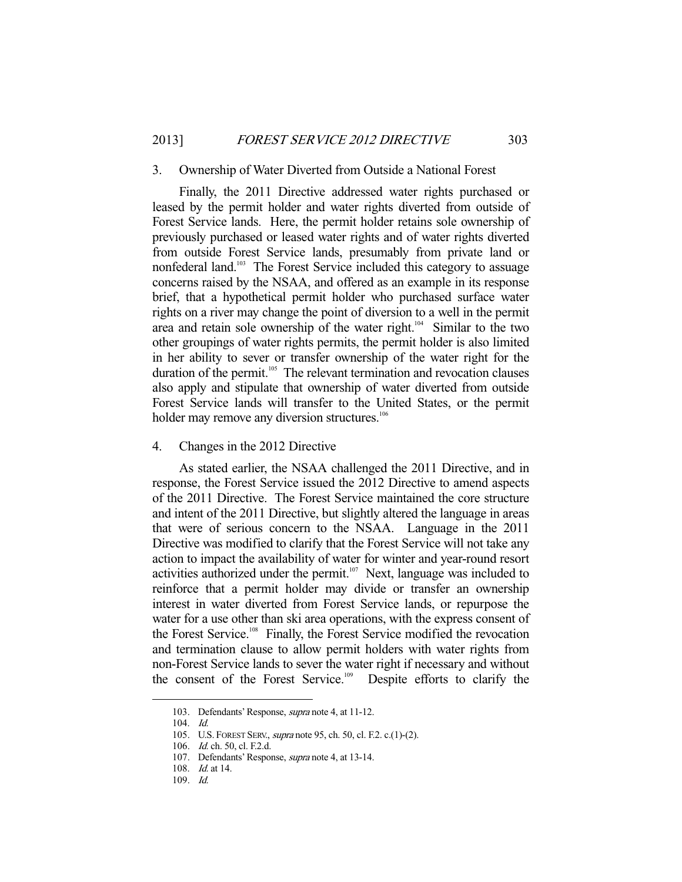### 3. Ownership of Water Diverted from Outside a National Forest

Finally, the 2011 Directive addressed water rights purchased or leased by the permit holder and water rights diverted from outside of Forest Service lands. Here, the permit holder retains sole ownership of previously purchased or leased water rights and of water rights diverted from outside Forest Service lands, presumably from private land or nonfederal land.[103] The Forest Service included this category to assuage concerns raised by the NSAA, and offered as an example in its response brief, that a hypothetical permit holder who purchased surface water rights on a river may change the point of diversion to a well in the permit area and retain sole ownership of the water right.[104] Similar to the two other groupings of water rights permits, the permit holder is also limited in her ability to sever or transfer ownership of the water right for the duration of the permit.[105] The relevant termination and revocation clauses also apply and stipulate that ownership of water diverted from outside Forest Service lands will transfer to the United States, or the permit holder may remove any diversion structures.[106]

### 4. Changes in the 2012 Directive

As stated earlier, the NSAA challenged the 2011 Directive, and in response, the Forest Service issued the 2012 Directive to amend aspects of the 2011 Directive. The Forest Service maintained the core structure and intent of the 2011 Directive, but slightly altered the language in areas that were of serious concern to the NSAA. Language in the 2011 Directive was modified to clarify that the Forest Service will not take any action to impact the availability of water for winter and year-round resort activities authorized under the permit.[107] Next, language was included to reinforce that a permit holder may divide or transfer an ownership interest in water diverted from Forest Service lands, or repurpose the water for a use other than ski area operations, with the express consent of the Forest Service.[108] Finally, the Forest Service modified the revocation and termination clause to allow permit holders with water rights from non-Forest Service lands to sever the water right if necessary and without the consent of the Forest Service.[109] Despite efforts to clarify the

---

103. Defendants' Response, *supra* note 4, at 11-12.

104. *Id.*

105. U.S. FOREST SERV., *supra* note 95, ch. 50, cl. F.2. c.(1)-(2).

106. *Id.* ch. 50, cl. F.2.d.

107. Defendants' Response, *supra* note 4, at 13-14.

108. *Id.* at 14.

109. *Id.*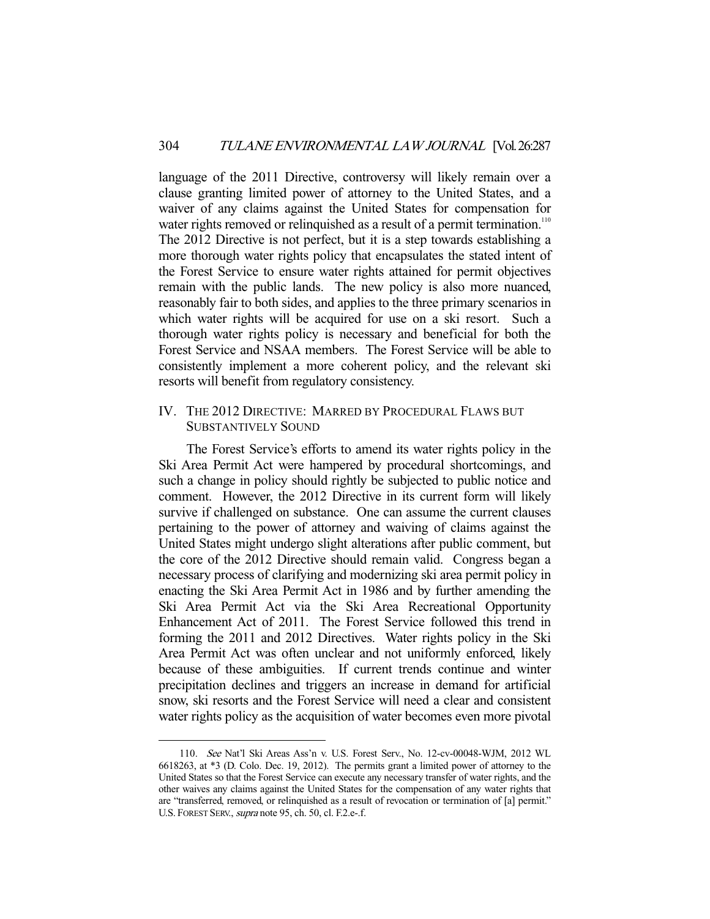language of the 2011 Directive, controversy will likely remain over a clause granting limited power of attorney to the United States, and a waiver of any claims against the United States for compensation for water rights removed or relinquished as a result of a permit termination.[110] The 2012 Directive is not perfect, but it is a step towards establishing a more thorough water rights policy that encapsulates the stated intent of the Forest Service to ensure water rights attained for permit objectives remain with the public lands. The new policy is also more nuanced, reasonably fair to both sides, and applies to the three primary scenarios in which water rights will be acquired for use on a ski resort. Such a thorough water rights policy is necessary and beneficial for both the Forest Service and NSAA members. The Forest Service will be able to consistently implement a more coherent policy, and the relevant ski resorts will benefit from regulatory consistency.

## IV. THE 2012 DIRECTIVE: MARRED BY PROCEDURAL FLAWS BUT SUBSTANTIVELY SOUND

The Forest Service's efforts to amend its water rights policy in the Ski Area Permit Act were hampered by procedural shortcomings, and such a change in policy should rightly be subjected to public notice and comment. However, the 2012 Directive in its current form will likely survive if challenged on substance. One can assume the current clauses pertaining to the power of attorney and waiving of claims against the United States might undergo slight alterations after public comment, but the core of the 2012 Directive should remain valid. Congress began a necessary process of clarifying and modernizing ski area permit policy in enacting the Ski Area Permit Act in 1986 and by further amending the Ski Area Permit Act via the Ski Area Recreational Opportunity Enhancement Act of 2011. The Forest Service followed this trend in forming the 2011 and 2012 Directives. Water rights policy in the Ski Area Permit Act was often unclear and not uniformly enforced, likely because of these ambiguities. If current trends continue and winter precipitation declines and triggers an increase in demand for artificial snow, ski resorts and the Forest Service will need a clear and consistent water rights policy as the acquisition of water becomes even more pivotal

---

110. *See* Nat'l Ski Areas Ass'n v. U.S. Forest Serv., No. 12-cv-00048-WJM, 2012 WL 6618263, at *3 (D. Colo. Dec. 19, 2012). The permits grant a limited power of attorney to the United States so that the Forest Service can execute any necessary transfer of water rights, and the other waives any claims against the United States for the compensation of any water rights that are "transferred, removed, or relinquished as a result of revocation or termination of [a] permit." U.S. FOREST SERV., *supra* note 95, ch. 50, cl. F.2.e-.f.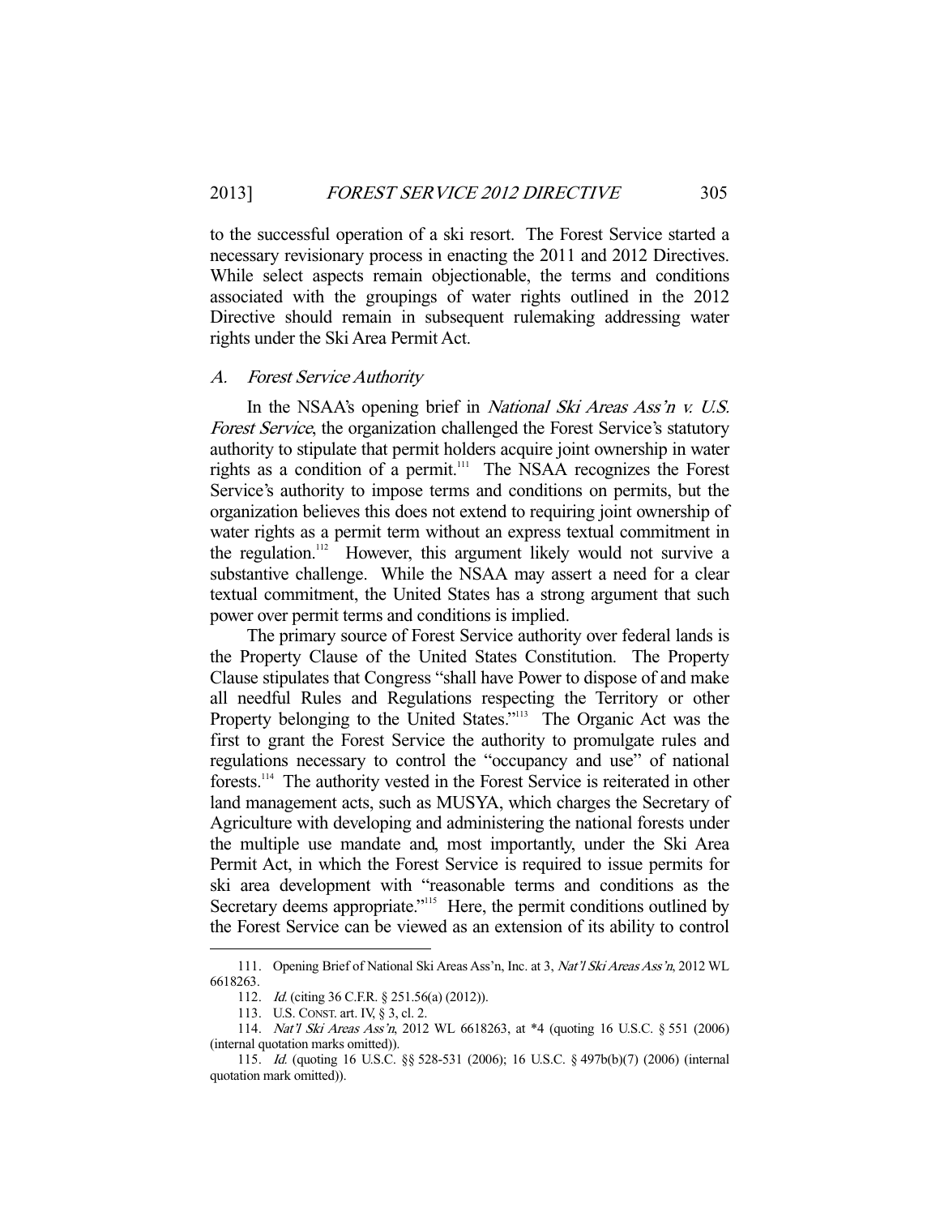to the successful operation of a ski resort. The Forest Service started a necessary revisionary process in enacting the 2011 and 2012 Directives. While select aspects remain objectionable, the terms and conditions associated with the groupings of water rights outlined in the 2012 Directive should remain in subsequent rulemaking addressing water rights under the Ski Area Permit Act.

### A. Forest Service Authority

In the NSAA's opening brief in *National Ski Areas Ass'n v. U.S. Forest Service*, the organization challenged the Forest Service's statutory authority to stipulate that permit holders acquire joint ownership in water rights as a condition of a permit.[111] The NSAA recognizes the Forest Service's authority to impose terms and conditions on permits, but the organization believes this does not extend to requiring joint ownership of water rights as a permit term without an express textual commitment in the regulation.[112] However, this argument likely would not survive a substantive challenge. While the NSAA may assert a need for a clear textual commitment, the United States has a strong argument that such power over permit terms and conditions is implied.

The primary source of Forest Service authority over federal lands is the Property Clause of the United States Constitution. The Property Clause stipulates that Congress "shall have Power to dispose of and make all needful Rules and Regulations respecting the Territory or other Property belonging to the United States."[113] The Organic Act was the first to grant the Forest Service the authority to promulgate rules and regulations necessary to control the "occupancy and use" of national forests.[114] The authority vested in the Forest Service is reiterated in other land management acts, such as MUSYA, which charges the Secretary of Agriculture with developing and administering the national forests under the multiple use mandate and, most importantly, under the Ski Area Permit Act, in which the Forest Service is required to issue permits for ski area development with "reasonable terms and conditions as the Secretary deems appropriate."[115] Here, the permit conditions outlined by the Forest Service can be viewed as an extension of its ability to control

---

111. Opening Brief of National Ski Areas Ass'n, Inc. at 3, *Nat'l Ski Areas Ass'n*, 2012 WL 6618263.

112. *Id.* (citing 36 C.F.R. § 251.56(a) (2012)).

113. U.S. CONST. art. IV, § 3, cl. 2.

114. *Nat'l Ski Areas Ass'n*, 2012 WL 6618263, at *4 (quoting 16 U.S.C. § 551 (2006) (internal quotation marks omitted)).

115. *Id.* (quoting 16 U.S.C. §§ 528-531 (2006); 16 U.S.C. § 497b(b)(7) (2006) (internal quotation mark omitted)).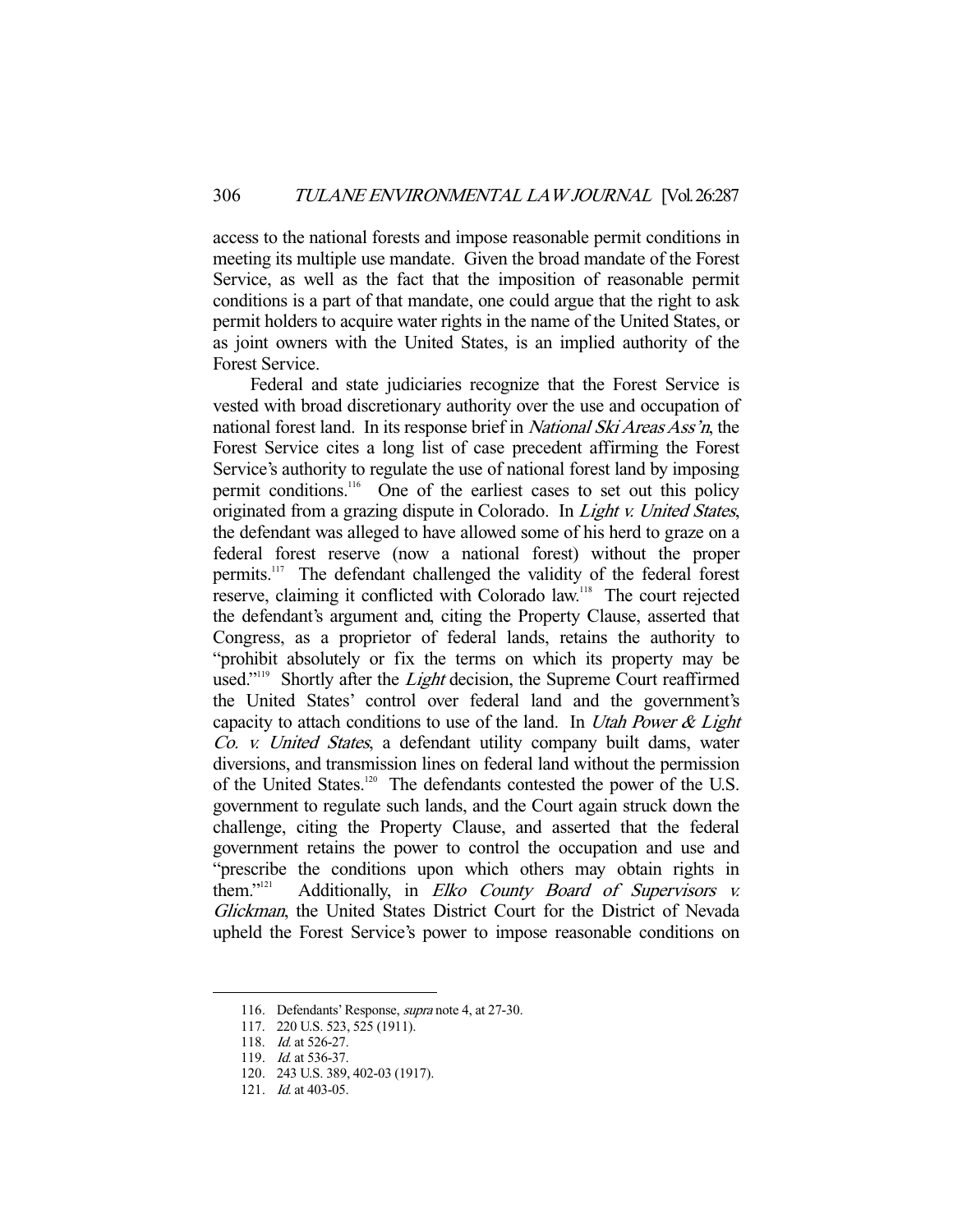access to the national forests and impose reasonable permit conditions in meeting its multiple use mandate. Given the broad mandate of the Forest Service, as well as the fact that the imposition of reasonable permit conditions is a part of that mandate, one could argue that the right to ask permit holders to acquire water rights in the name of the United States, or as joint owners with the United States, is an implied authority of the Forest Service.

Federal and state judiciaries recognize that the Forest Service is vested with broad discretionary authority over the use and occupation of national forest land. In its response brief in *National Ski Areas Ass'n*, the Forest Service cites a long list of case precedent affirming the Forest Service's authority to regulate the use of national forest land by imposing permit conditions.[116] One of the earliest cases to set out this policy originated from a grazing dispute in Colorado. In *Light v. United States*, the defendant was alleged to have allowed some of his herd to graze on a federal forest reserve (now a national forest) without the proper permits.[117] The defendant challenged the validity of the federal forest reserve, claiming it conflicted with Colorado law.[118] The court rejected the defendant's argument and, citing the Property Clause, asserted that Congress, as a proprietor of federal lands, retains the authority to "prohibit absolutely or fix the terms on which its property may be used."[119] Shortly after the *Light* decision, the Supreme Court reaffirmed the United States' control over federal land and the government's capacity to attach conditions to use of the land. In *Utah Power & Light Co. v. United States*, a defendant utility company built dams, water diversions, and transmission lines on federal land without the permission of the United States.[120] The defendants contested the power of the U.S. government to regulate such lands, and the Court again struck down the challenge, citing the Property Clause, and asserted that the federal government retains the power to control the occupation and use and "prescribe the conditions upon which others may obtain rights in them."[121] Additionally, in *Elko County Board of Supervisors v. Glickman*, the United States District Court for the District of Nevada upheld the Forest Service's power to impose reasonable conditions on

---

116. Defendants' Response, *supra* note 4, at 27-30.

117. 220 U.S. 523, 525 (1911).

118. *Id.* at 526-27.

119. *Id.* at 536-37.

120. 243 U.S. 389, 402-03 (1917).

121. *Id.* at 403-05.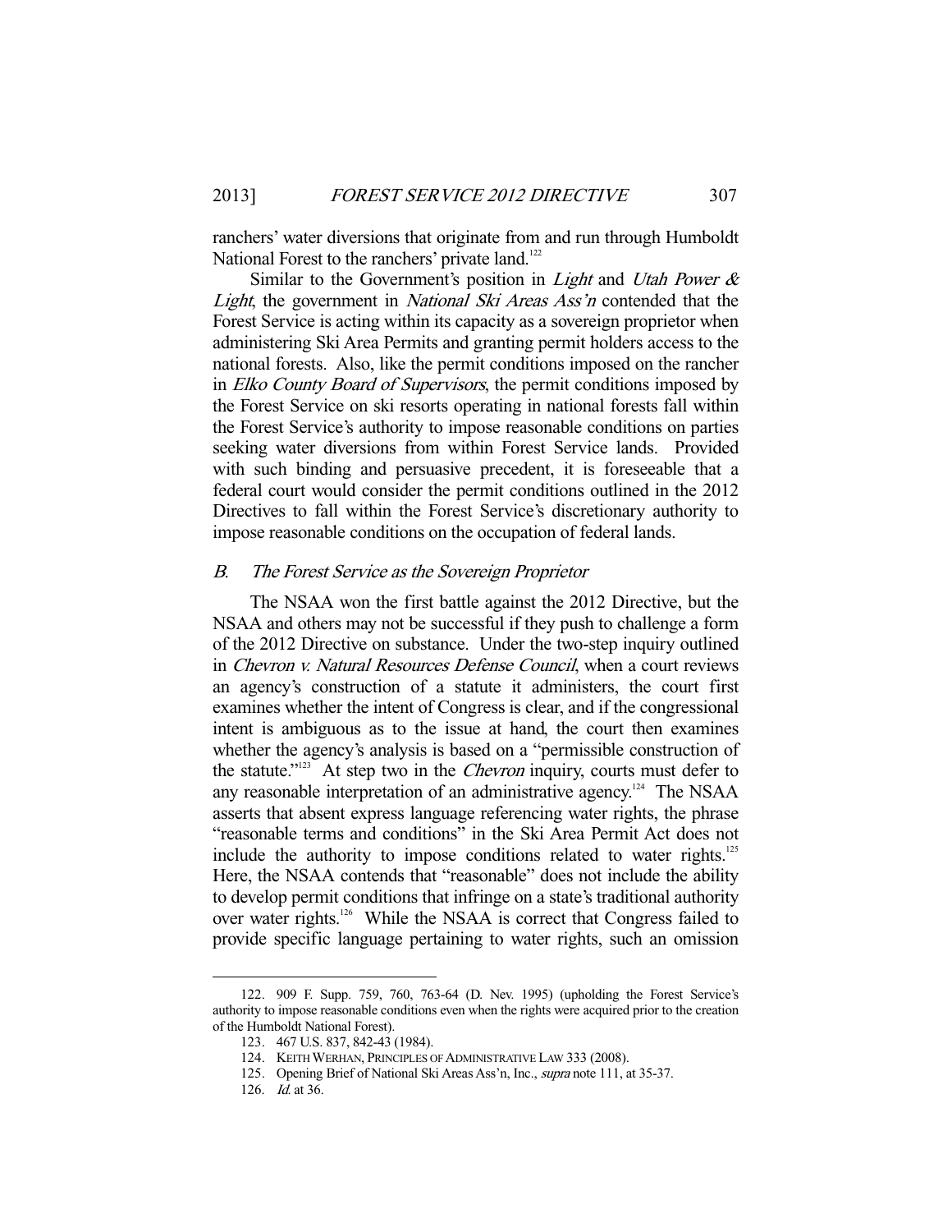ranchers' water diversions that originate from and run through Humboldt National Forest to the ranchers' private land.[122]

Similar to the Government's position in *Light* and *Utah Power & Light*, the government in *National Ski Areas Ass'n* contended that the Forest Service is acting within its capacity as a sovereign proprietor when administering Ski Area Permits and granting permit holders access to the national forests. Also, like the permit conditions imposed on the rancher in *Elko County Board of Supervisors*, the permit conditions imposed by the Forest Service on ski resorts operating in national forests fall within the Forest Service's authority to impose reasonable conditions on parties seeking water diversions from within Forest Service lands. Provided with such binding and persuasive precedent, it is foreseeable that a federal court would consider the permit conditions outlined in the 2012 Directives to fall within the Forest Service's discretionary authority to impose reasonable conditions on the occupation of federal lands.

### B. *The Forest Service as the Sovereign Proprietor*

The NSAA won the first battle against the 2012 Directive, but the NSAA and others may not be successful if they push to challenge a form of the 2012 Directive on substance. Under the two-step inquiry outlined in *Chevron v. Natural Resources Defense Council*, when a court reviews an agency's construction of a statute it administers, the court first examines whether the intent of Congress is clear, and if the congressional intent is ambiguous as to the issue at hand, the court then examines whether the agency's analysis is based on a "permissible construction of the statute."[123] At step two in the *Chevron* inquiry, courts must defer to any reasonable interpretation of an administrative agency.[124] The NSAA asserts that absent express language referencing water rights, the phrase "reasonable terms and conditions" in the Ski Area Permit Act does not include the authority to impose conditions related to water rights.[125] Here, the NSAA contends that "reasonable" does not include the ability to develop permit conditions that infringe on a state's traditional authority over water rights.[126] While the NSAA is correct that Congress failed to provide specific language pertaining to water rights, such an omission

---

122. 909 F. Supp. 759, 760, 763-64 (D. Nev. 1995) (upholding the Forest Service's authority to impose reasonable conditions even when the rights were acquired prior to the creation of the Humboldt National Forest).

123. 467 U.S. 837, 842-43 (1984).

124. KEITH WERHAN, PRINCIPLES OF ADMINISTRATIVE LAW 333 (2008).

125. Opening Brief of National Ski Areas Ass'n, Inc., *supra* note 111, at 35-37.

126. *Id.* at 36.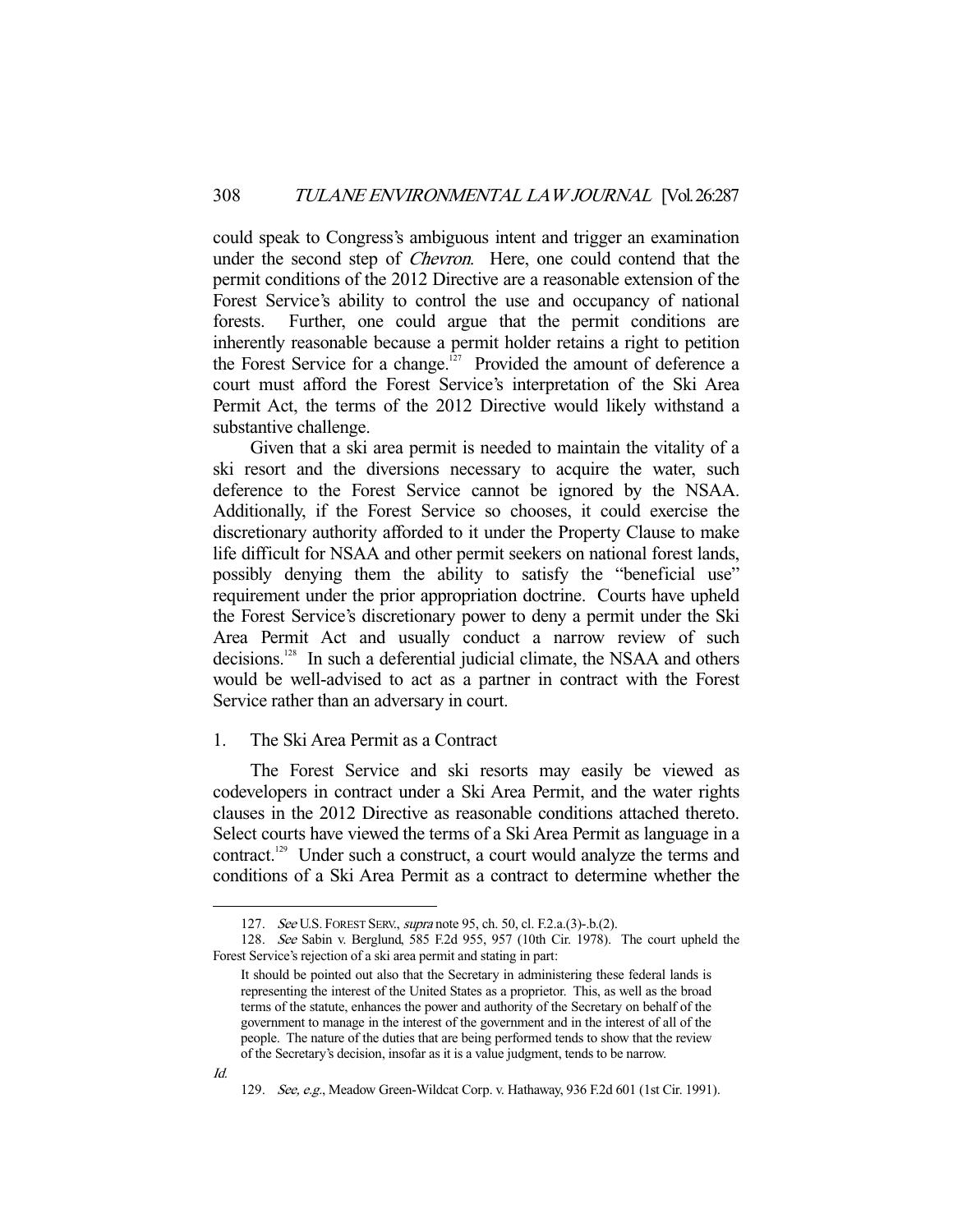could speak to Congress's ambiguous intent and trigger an examination under the second step of *Chevron*. Here, one could contend that the permit conditions of the 2012 Directive are a reasonable extension of the Forest Service's ability to control the use and occupancy of national forests. Further, one could argue that the permit conditions are inherently reasonable because a permit holder retains a right to petition the Forest Service for a change.[127] Provided the amount of deference a court must afford the Forest Service's interpretation of the Ski Area Permit Act, the terms of the 2012 Directive would likely withstand a substantive challenge.

Given that a ski area permit is needed to maintain the vitality of a ski resort and the diversions necessary to acquire the water, such deference to the Forest Service cannot be ignored by the NSAA. Additionally, if the Forest Service so chooses, it could exercise the discretionary authority afforded to it under the Property Clause to make life difficult for NSAA and other permit seekers on national forest lands, possibly denying them the ability to satisfy the "beneficial use" requirement under the prior appropriation doctrine. Courts have upheld the Forest Service's discretionary power to deny a permit under the Ski Area Permit Act and usually conduct a narrow review of such decisions.[128] In such a deferential judicial climate, the NSAA and others would be well-advised to act as a partner in contract with the Forest Service rather than an adversary in court.

### 1. The Ski Area Permit as a Contract

The Forest Service and ski resorts may easily be viewed as codevelopers in contract under a Ski Area Permit, and the water rights clauses in the 2012 Directive as reasonable conditions attached thereto. Select courts have viewed the terms of a Ski Area Permit as language in a contract.[129] Under such a construct, a court would analyze the terms and conditions of a Ski Area Permit as a contract to determine whether the

---

127. *See* U.S. FOREST SERV., *supra* note 95, ch. 50, cl. F.2.a.(3)-.b.(2).

128. *See* Sabin v. Berglund, 585 F.2d 955, 957 (10th Cir. 1978). The court upheld the Forest Service's rejection of a ski area permit and stating in part:

> It should be pointed out also that the Secretary in administering these federal lands is representing the interest of the United States as a proprietor. This, as well as the broad terms of the statute, enhances the power and authority of the Secretary on behalf of the government to manage in the interest of the government and in the interest of all of the people. The nature of the duties that are being performed tends to show that the review of the Secretary's decision, insofar as it is a value judgment, tends to be narrow.

*Id.*

129. *See, e.g.*, Meadow Green-Wildcat Corp. v. Hathaway, 936 F.2d 601 (1st Cir. 1991).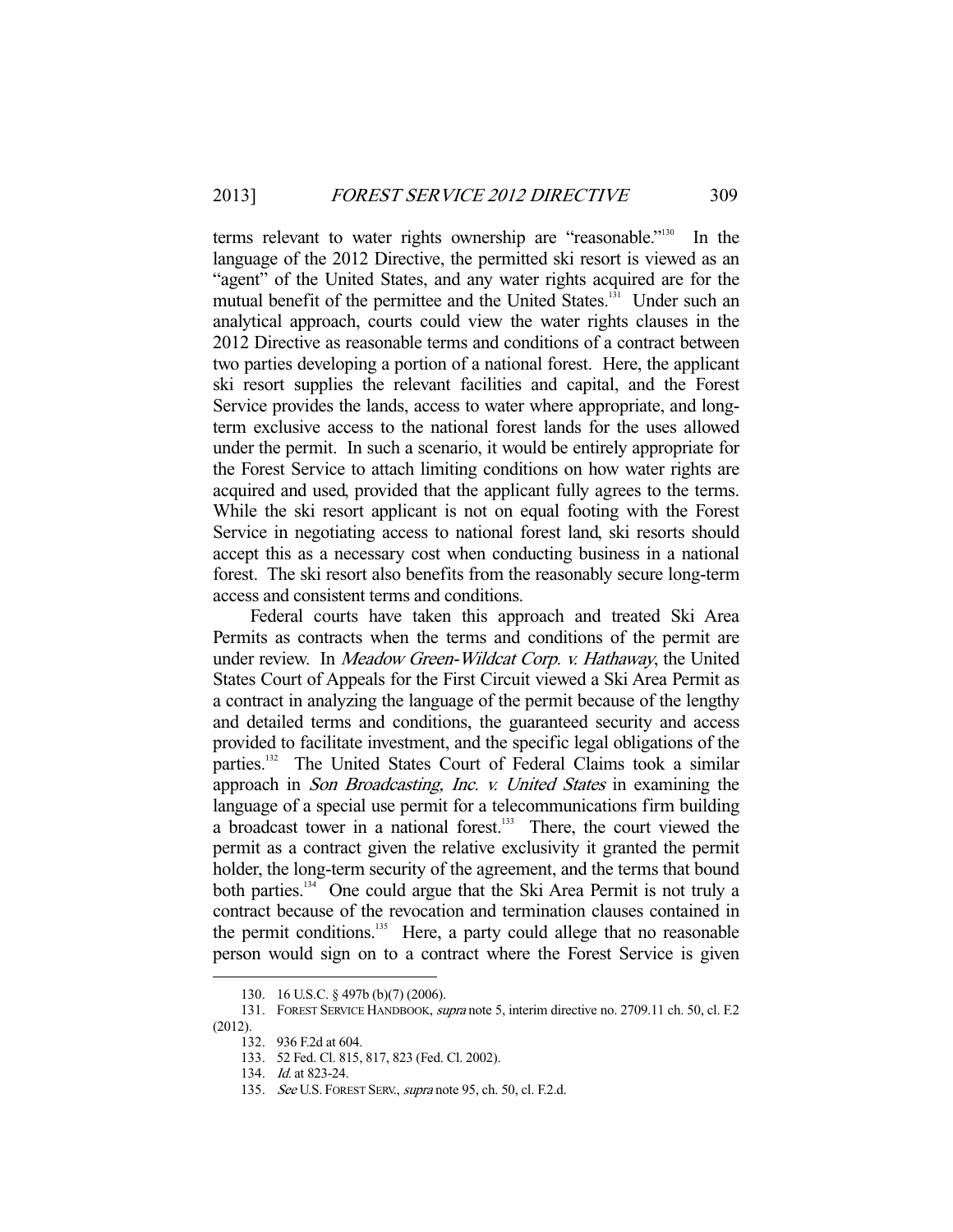terms relevant to water rights ownership are "reasonable."[130] In the language of the 2012 Directive, the permitted ski resort is viewed as an "agent" of the United States, and any water rights acquired are for the mutual benefit of the permittee and the United States.[131] Under such an analytical approach, courts could view the water rights clauses in the 2012 Directive as reasonable terms and conditions of a contract between two parties developing a portion of a national forest. Here, the applicant ski resort supplies the relevant facilities and capital, and the Forest Service provides the lands, access to water where appropriate, and long-term exclusive access to the national forest lands for the uses allowed under the permit. In such a scenario, it would be entirely appropriate for the Forest Service to attach limiting conditions on how water rights are acquired and used, provided that the applicant fully agrees to the terms. While the ski resort applicant is not on equal footing with the Forest Service in negotiating access to national forest land, ski resorts should accept this as a necessary cost when conducting business in a national forest. The ski resort also benefits from the reasonably secure long-term access and consistent terms and conditions.

Federal courts have taken this approach and treated Ski Area Permits as contracts when the terms and conditions of the permit are under review. In *Meadow Green-Wildcat Corp. v. Hathaway*, the United States Court of Appeals for the First Circuit viewed a Ski Area Permit as a contract in analyzing the language of the permit because of the lengthy and detailed terms and conditions, the guaranteed security and access provided to facilitate investment, and the specific legal obligations of the parties.[132] The United States Court of Federal Claims took a similar approach in *Son Broadcasting, Inc. v. United States* in examining the language of a special use permit for a telecommunications firm building a broadcast tower in a national forest.[133] There, the court viewed the permit as a contract given the relative exclusivity it granted the permit holder, the long-term security of the agreement, and the terms that bound both parties.[134] One could argue that the Ski Area Permit is not truly a contract because of the revocation and termination clauses contained in the permit conditions.[135] Here, a party could allege that no reasonable person would sign on to a contract where the Forest Service is given

---

130. 16 U.S.C. § 497b (b)(7) (2006).

131. FOREST SERVICE HANDBOOK, *supra* note 5, interim directive no. 2709.11 ch. 50, cl. F.2 (2012).

132. 936 F.2d at 604.

133. 52 Fed. Cl. 815, 817, 823 (Fed. Cl. 2002).

134. *Id.* at 823-24.

135. *See* U.S. FOREST SERV., *supra* note 95, ch. 50, cl. F.2.d.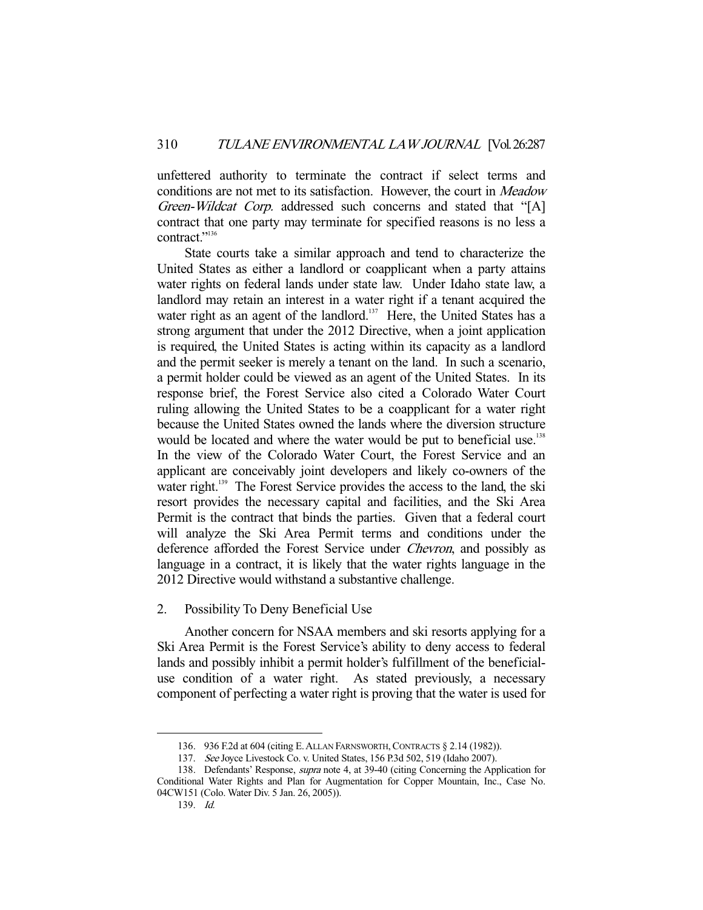unfettered authority to terminate the contract if select terms and conditions are not met to its satisfaction. However, the court in *Meadow Green-Wildcat Corp.* addressed such concerns and stated that "[A] contract that one party may terminate for specified reasons is no less a contract."[136]

State courts take a similar approach and tend to characterize the United States as either a landlord or coapplicant when a party attains water rights on federal lands under state law. Under Idaho state law, a landlord may retain an interest in a water right if a tenant acquired the water right as an agent of the landlord.[137] Here, the United States has a strong argument that under the 2012 Directive, when a joint application is required, the United States is acting within its capacity as a landlord and the permit seeker is merely a tenant on the land. In such a scenario, a permit holder could be viewed as an agent of the United States. In its response brief, the Forest Service also cited a Colorado Water Court ruling allowing the United States to be a coapplicant for a water right because the United States owned the lands where the diversion structure would be located and where the water would be put to beneficial use.[138] In the view of the Colorado Water Court, the Forest Service and an applicant are conceivably joint developers and likely co-owners of the water right.[139] The Forest Service provides the access to the land, the ski resort provides the necessary capital and facilities, and the Ski Area Permit is the contract that binds the parties. Given that a federal court will analyze the Ski Area Permit terms and conditions under the deference afforded the Forest Service under *Chevron*, and possibly as language in a contract, it is likely that the water rights language in the 2012 Directive would withstand a substantive challenge.

### 2. Possibility To Deny Beneficial Use

Another concern for NSAA members and ski resorts applying for a Ski Area Permit is the Forest Service's ability to deny access to federal lands and possibly inhibit a permit holder's fulfillment of the beneficial-use condition of a water right. As stated previously, a necessary component of perfecting a water right is proving that the water is used for

---

136. 936 F.2d at 604 (citing E. ALLAN FARNSWORTH, CONTRACTS § 2.14 (1982)).

137. *See* Joyce Livestock Co. v. United States, 156 P.3d 502, 519 (Idaho 2007).

138. Defendants' Response, *supra* note 4, at 39-40 (citing Concerning the Application for Conditional Water Rights and Plan for Augmentation for Copper Mountain, Inc., Case No. 04CW151 (Colo. Water Div. 5 Jan. 26, 2005)).

139. *Id.*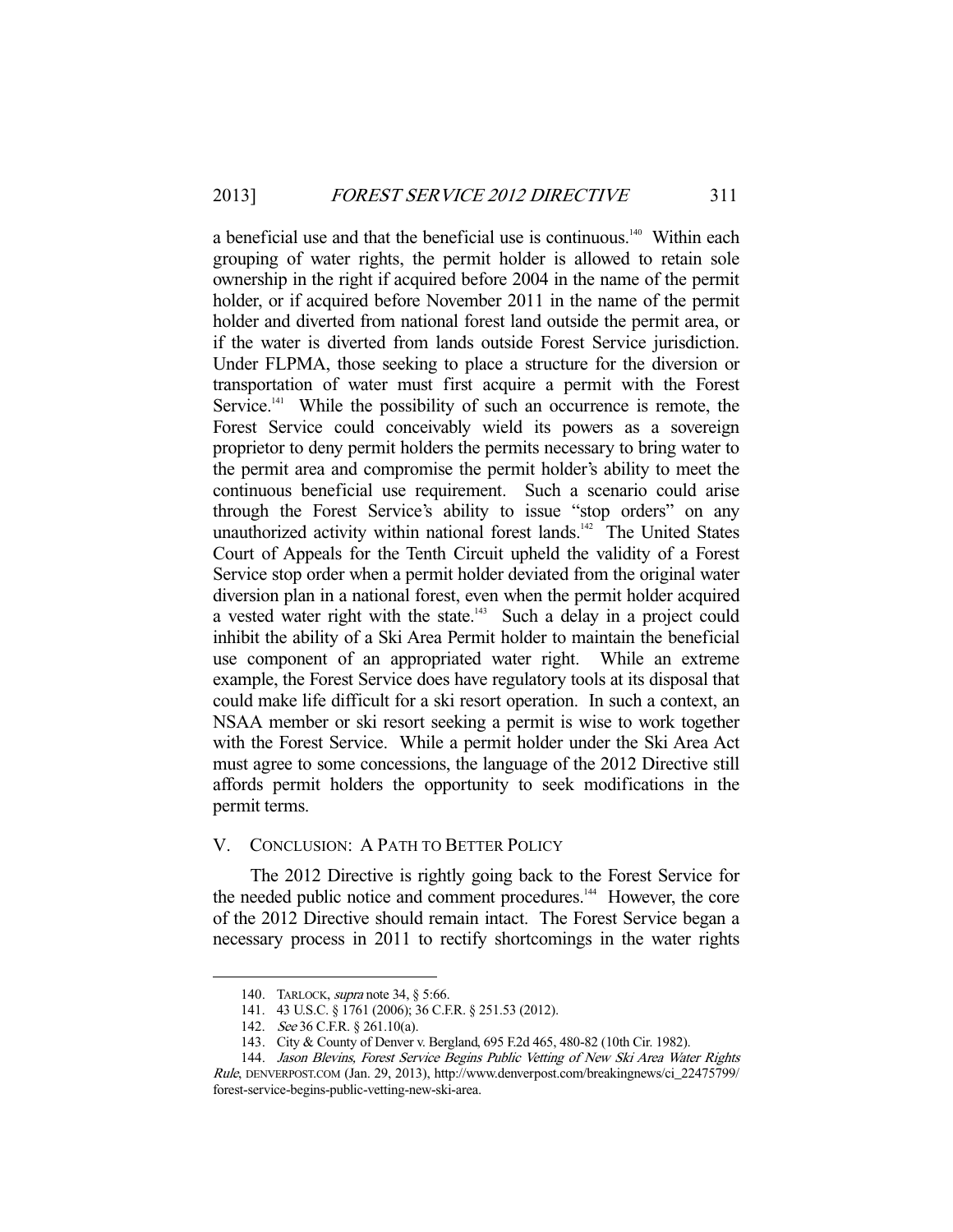a beneficial use and that the beneficial use is continuous.[140] Within each grouping of water rights, the permit holder is allowed to retain sole ownership in the right if acquired before 2004 in the name of the permit holder, or if acquired before November 2011 in the name of the permit holder and diverted from national forest land outside the permit area, or if the water is diverted from lands outside Forest Service jurisdiction. Under FLPMA, those seeking to place a structure for the diversion or transportation of water must first acquire a permit with the Forest Service.[141] While the possibility of such an occurrence is remote, the Forest Service could conceivably wield its powers as a sovereign proprietor to deny permit holders the permits necessary to bring water to the permit area and compromise the permit holder's ability to meet the continuous beneficial use requirement. Such a scenario could arise through the Forest Service's ability to issue "stop orders" on any unauthorized activity within national forest lands.[142] The United States Court of Appeals for the Tenth Circuit upheld the validity of a Forest Service stop order when a permit holder deviated from the original water diversion plan in a national forest, even when the permit holder acquired a vested water right with the state.[143] Such a delay in a project could inhibit the ability of a Ski Area Permit holder to maintain the beneficial use component of an appropriated water right. While an extreme example, the Forest Service does have regulatory tools at its disposal that could make life difficult for a ski resort operation. In such a context, an NSAA member or ski resort seeking a permit is wise to work together with the Forest Service. While a permit holder under the Ski Area Act must agree to some concessions, the language of the 2012 Directive still affords permit holders the opportunity to seek modifications in the permit terms.

## V. CONCLUSION: A PATH TO BETTER POLICY

The 2012 Directive is rightly going back to the Forest Service for the needed public notice and comment procedures.[144] However, the core of the 2012 Directive should remain intact. The Forest Service began a necessary process in 2011 to rectify shortcomings in the water rights

---

140. TARLOCK, *supra* note 34, § 5:66.

141. 43 U.S.C. § 1761 (2006); 36 C.F.R. § 251.53 (2012).

142. *See* 36 C.F.R. § 261.10(a).

143. City & County of Denver v. Bergland, 695 F.2d 465, 480-82 (10th Cir. 1982).

144. *Jason Blevins, Forest Service Begins Public Vetting of New Ski Area Water Rights Rule*, DENVERPOST.COM (Jan. 29, 2013), http://www.denverpost.com/breakingnews/ci_22475799/forest-service-begins-public-vetting-new-ski-area.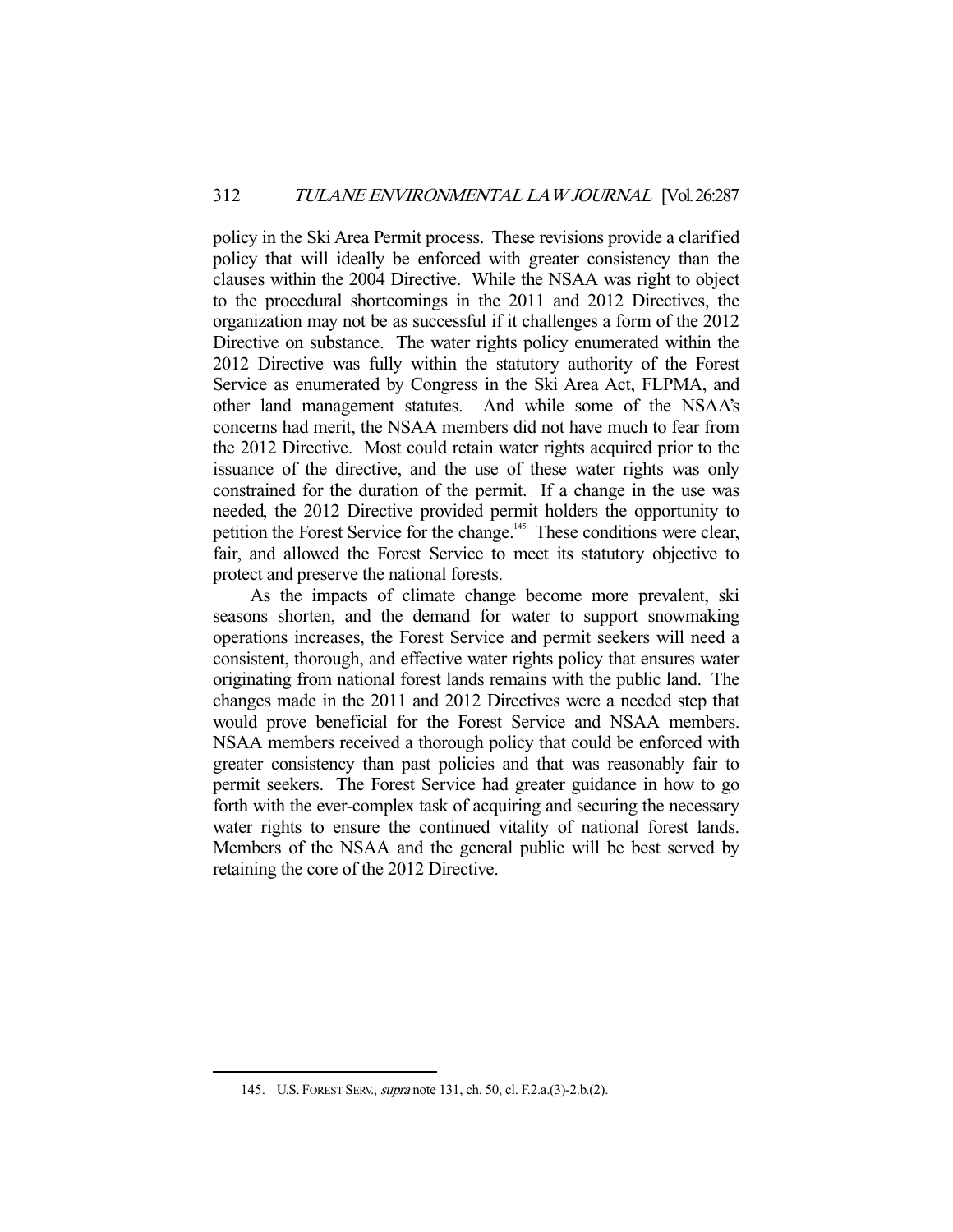policy in the Ski Area Permit process. These revisions provide a clarified policy that will ideally be enforced with greater consistency than the clauses within the 2004 Directive. While the NSAA was right to object to the procedural shortcomings in the 2011 and 2012 Directives, the organization may not be as successful if it challenges a form of the 2012 Directive on substance. The water rights policy enumerated within the 2012 Directive was fully within the statutory authority of the Forest Service as enumerated by Congress in the Ski Area Act, FLPMA, and other land management statutes. And while some of the NSAA's concerns had merit, the NSAA members did not have much to fear from the 2012 Directive. Most could retain water rights acquired prior to the issuance of the directive, and the use of these water rights was only constrained for the duration of the permit. If a change in the use was needed, the 2012 Directive provided permit holders the opportunity to petition the Forest Service for the change.[145] These conditions were clear, fair, and allowed the Forest Service to meet its statutory objective to protect and preserve the national forests.

As the impacts of climate change become more prevalent, ski seasons shorten, and the demand for water to support snowmaking operations increases, the Forest Service and permit seekers will need a consistent, thorough, and effective water rights policy that ensures water originating from national forest lands remains with the public land. The changes made in the 2011 and 2012 Directives were a needed step that would prove beneficial for the Forest Service and NSAA members. NSAA members received a thorough policy that could be enforced with greater consistency than past policies and that was reasonably fair to permit seekers. The Forest Service had greater guidance in how to go forth with the ever-complex task of acquiring and securing the necessary water rights to ensure the continued vitality of national forest lands. Members of the NSAA and the general public will be best served by retaining the core of the 2012 Directive.

---

145. U.S. FOREST SERV., *supra* note 131, ch. 50, cl. F.2.a.(3)-2.b.(2).